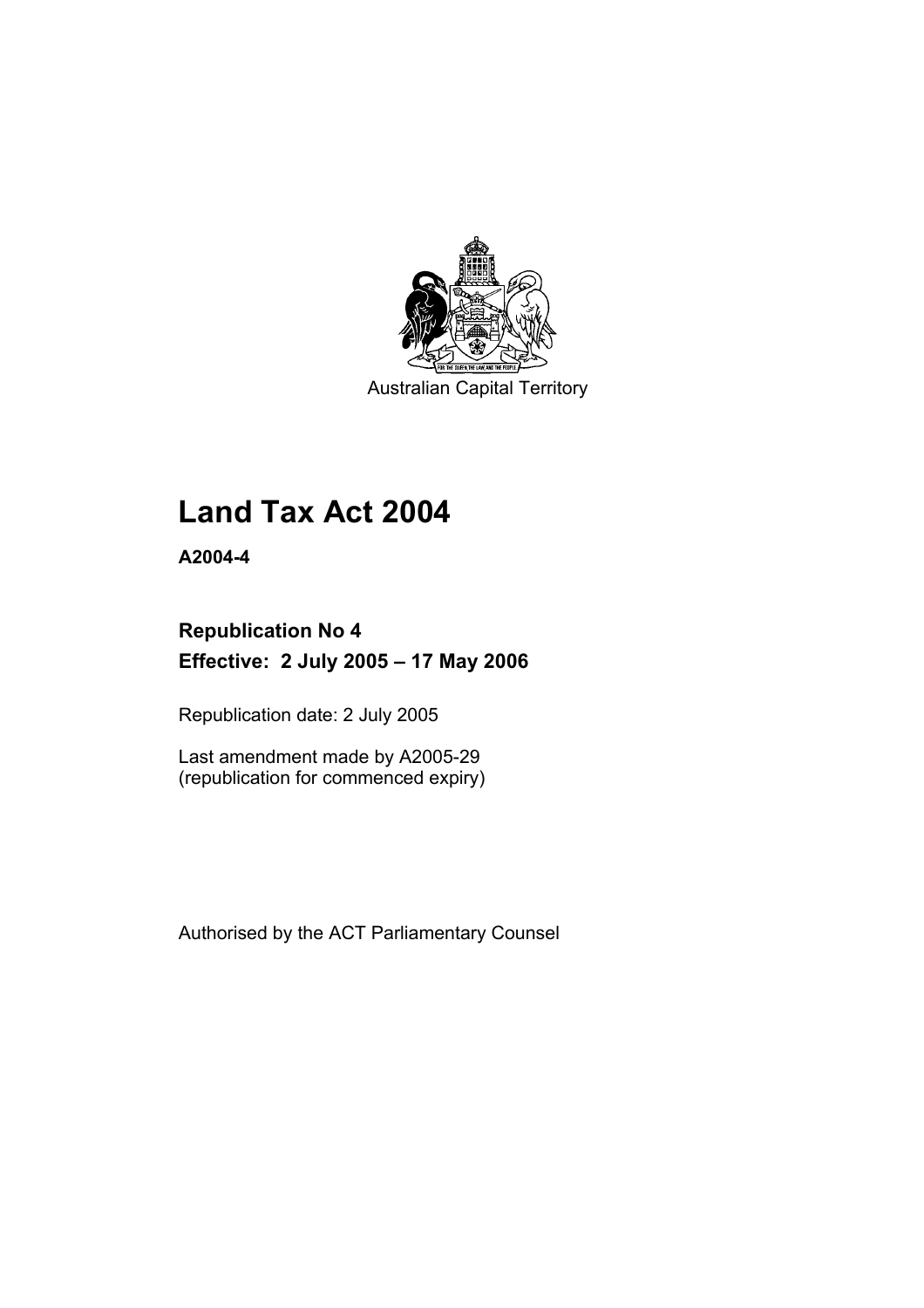Australian Capital Territory

# Land Tax Act 2004

**A2004-4**

**Republication No 4**
**Effective: 2 July 2005 – 17 May 2006**

Republication date: 2 July 2005

Last amendment made by A2005-29
(republication for commenced expiry)

Authorised by the ACT Parliamentary Counsel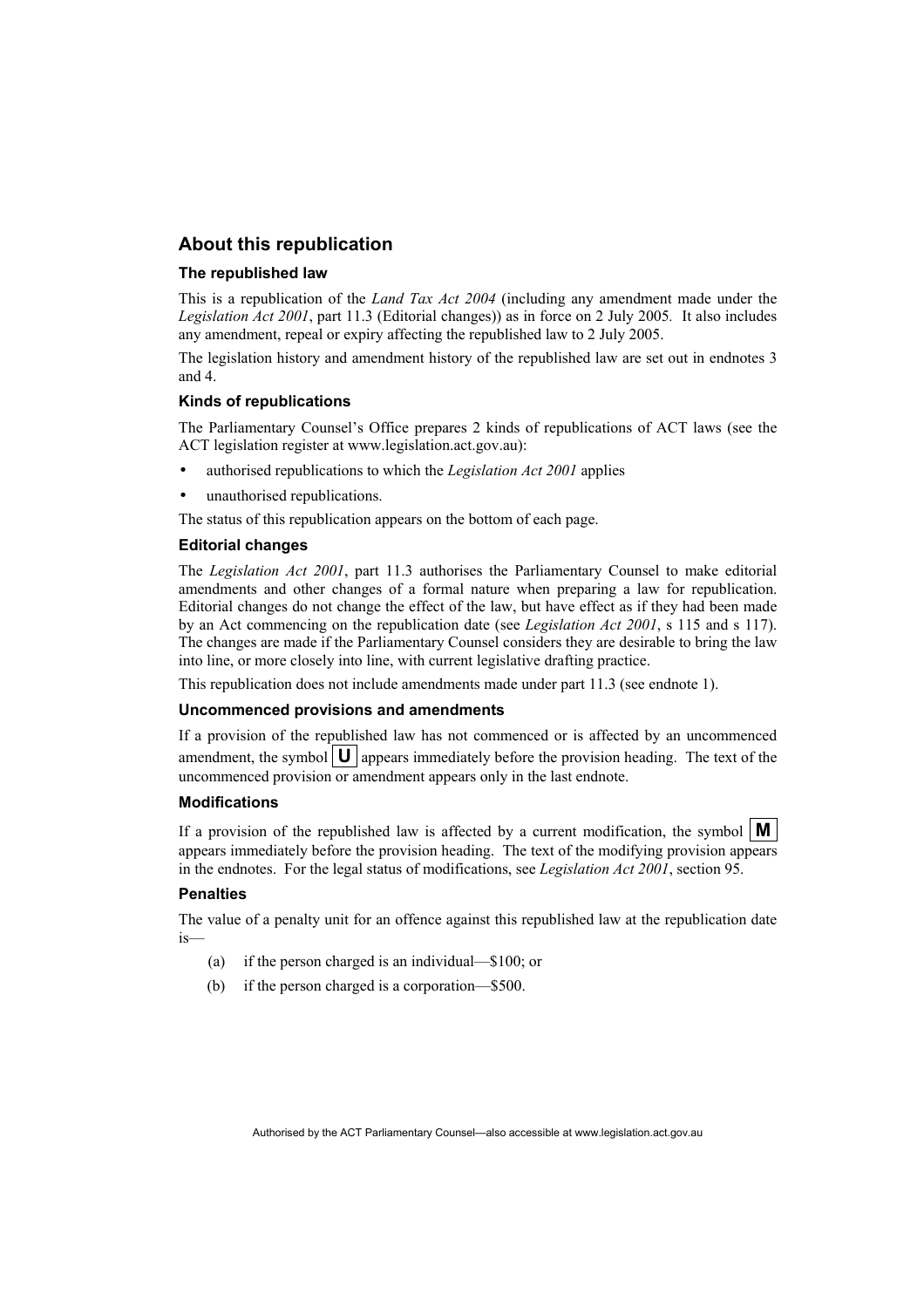## About this republication

### The republished law

This is a republication of the *Land Tax Act 2004* (including any amendment made under the *Legislation Act 2001*, part 11.3 (Editorial changes)) as in force on 2 July 2005. It also includes any amendment, repeal or expiry affecting the republished law to 2 July 2005.

The legislation history and amendment history of the republished law are set out in endnotes 3 and 4.

### Kinds of republications

The Parliamentary Counsel's Office prepares 2 kinds of republications of ACT laws (see the ACT legislation register at www.legislation.act.gov.au):

- authorised republications to which the *Legislation Act 2001* applies
- unauthorised republications.

The status of this republication appears on the bottom of each page.

### Editorial changes

The *Legislation Act 2001*, part 11.3 authorises the Parliamentary Counsel to make editorial amendments and other changes of a formal nature when preparing a law for republication. Editorial changes do not change the effect of the law, but have effect as if they had been made by an Act commencing on the republication date (see *Legislation Act 2001*, s 115 and s 117). The changes are made if the Parliamentary Counsel considers they are desirable to bring the law into line, or more closely into line, with current legislative drafting practice.

This republication does not include amendments made under part 11.3 (see endnote 1).

### Uncommenced provisions and amendments

If a provision of the republished law has not commenced or is affected by an uncommenced amendment, the symbol **U** appears immediately before the provision heading. The text of the uncommenced provision or amendment appears only in the last endnote.

### Modifications

If a provision of the republished law is affected by a current modification, the symbol **M** appears immediately before the provision heading. The text of the modifying provision appears in the endnotes. For the legal status of modifications, see *Legislation Act 2001*, section 95.

### Penalties

The value of a penalty unit for an offence against this republished law at the republication date is—

(a) if the person charged is an individual—$100; or

(b) if the person charged is a corporation—$500.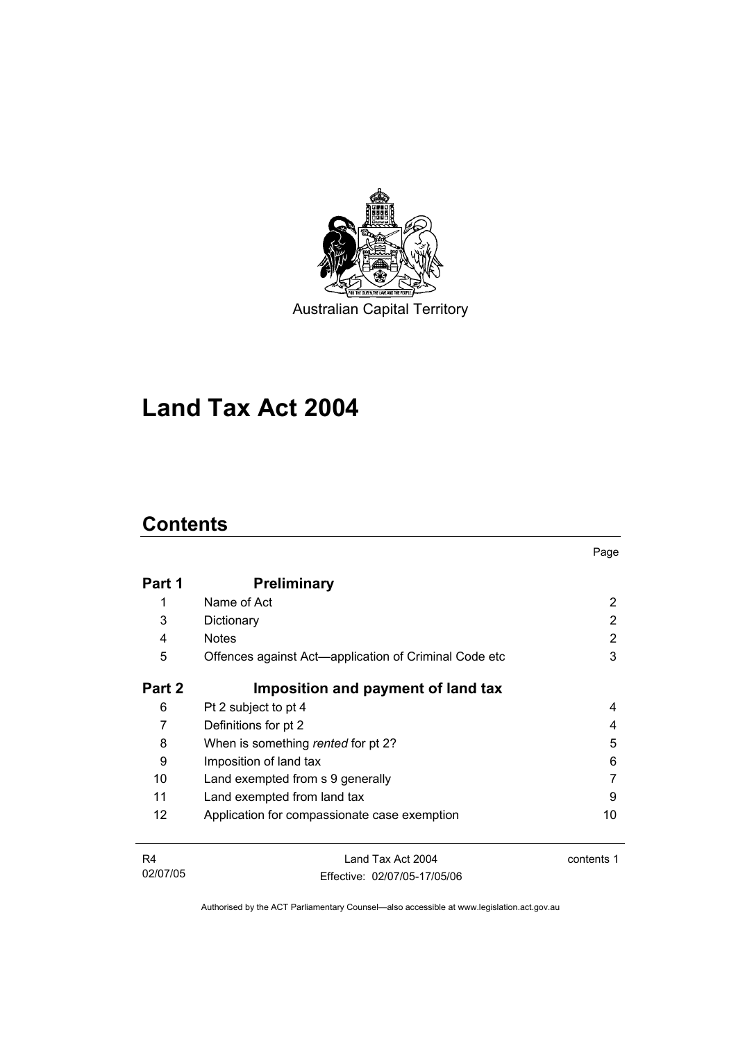Australian Capital Territory

# Land Tax Act 2004

## Contents

| | | Page |
|---|---|---|
| **Part 1** | **Preliminary** | |
| 1 | Name of Act | 2 |
| 3 | Dictionary | 2 |
| 4 | Notes | 2 |
| 5 | Offences against Act—application of Criminal Code etc | 3 |
| **Part 2** | **Imposition and payment of land tax** | |
| 6 | Pt 2 subject to pt 4 | 4 |
| 7 | Definitions for pt 2 | 4 |
| 8 | When is something *rented* for pt 2? | 5 |
| 9 | Imposition of land tax | 6 |
| 10 | Land exempted from s 9 generally | 7 |
| 11 | Land exempted from land tax | 9 |
| 12 | Application for compassionate case exemption | 10 |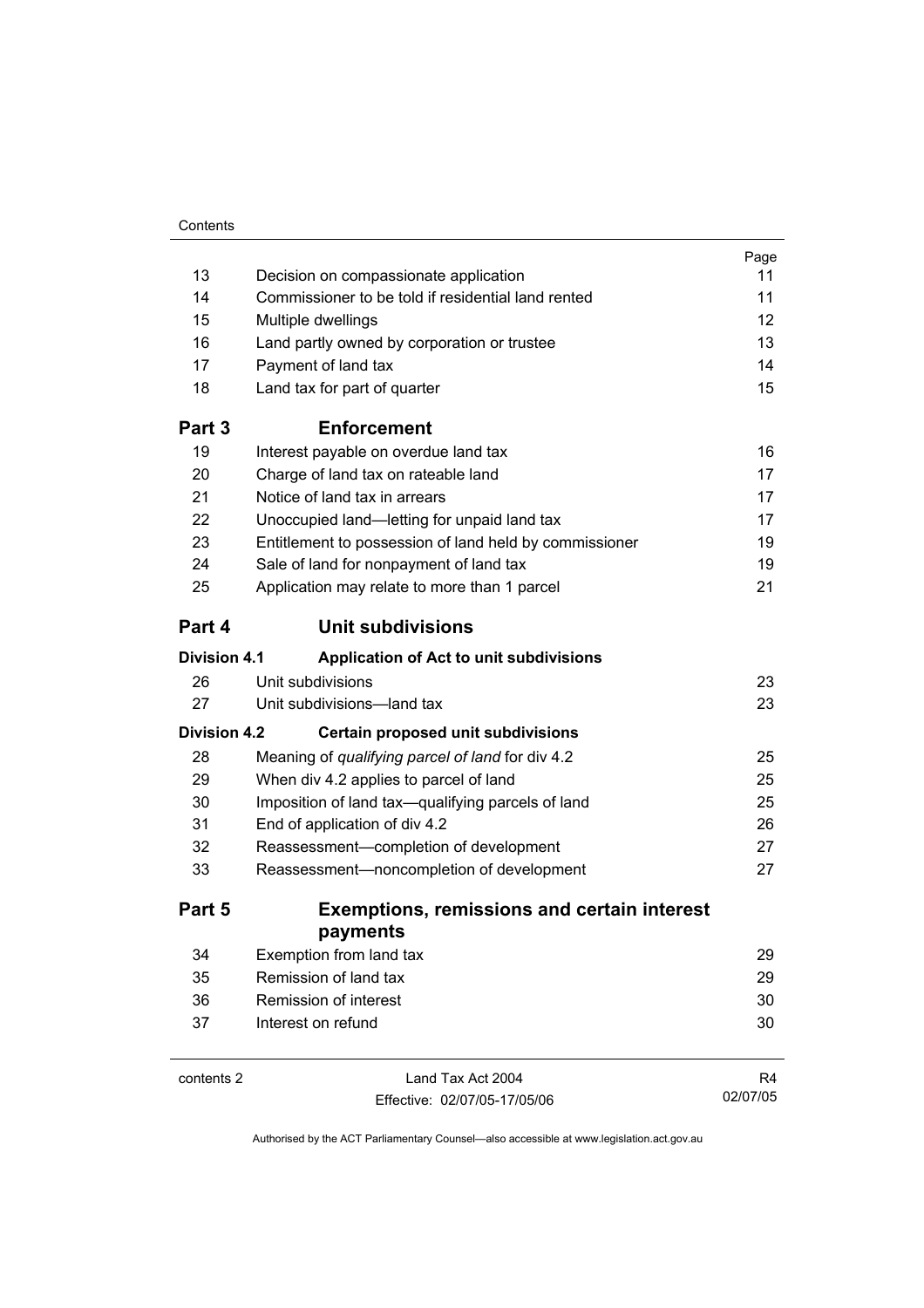| | | Page |
|---|---|---|
| 13 | Decision on compassionate application | 11 |
| 14 | Commissioner to be told if residential land rented | 11 |
| 15 | Multiple dwellings | 12 |
| 16 | Land partly owned by corporation or trustee | 13 |
| 17 | Payment of land tax | 14 |
| 18 | Land tax for part of quarter | 15 |
| **Part 3** | **Enforcement** | |
| 19 | Interest payable on overdue land tax | 16 |
| 20 | Charge of land tax on rateable land | 17 |
| 21 | Notice of land tax in arrears | 17 |
| 22 | Unoccupied land—letting for unpaid land tax | 17 |
| 23 | Entitlement to possession of land held by commissioner | 19 |
| 24 | Sale of land for nonpayment of land tax | 19 |
| 25 | Application may relate to more than 1 parcel | 21 |
| **Part 4** | **Unit subdivisions** | |
| **Division 4.1** | **Application of Act to unit subdivisions** | |
| 26 | Unit subdivisions | 23 |
| 27 | Unit subdivisions—land tax | 23 |
| **Division 4.2** | **Certain proposed unit subdivisions** | |
| 28 | Meaning of *qualifying parcel of land* for div 4.2 | 25 |
| 29 | When div 4.2 applies to parcel of land | 25 |
| 30 | Imposition of land tax—qualifying parcels of land | 25 |
| 31 | End of application of div 4.2 | 26 |
| 32 | Reassessment—completion of development | 27 |
| 33 | Reassessment—noncompletion of development | 27 |
| **Part 5** | **Exemptions, remissions and certain interest payments** | |
| 34 | Exemption from land tax | 29 |
| 35 | Remission of land tax | 29 |
| 36 | Remission of interest | 30 |
| 37 | Interest on refund | 30 |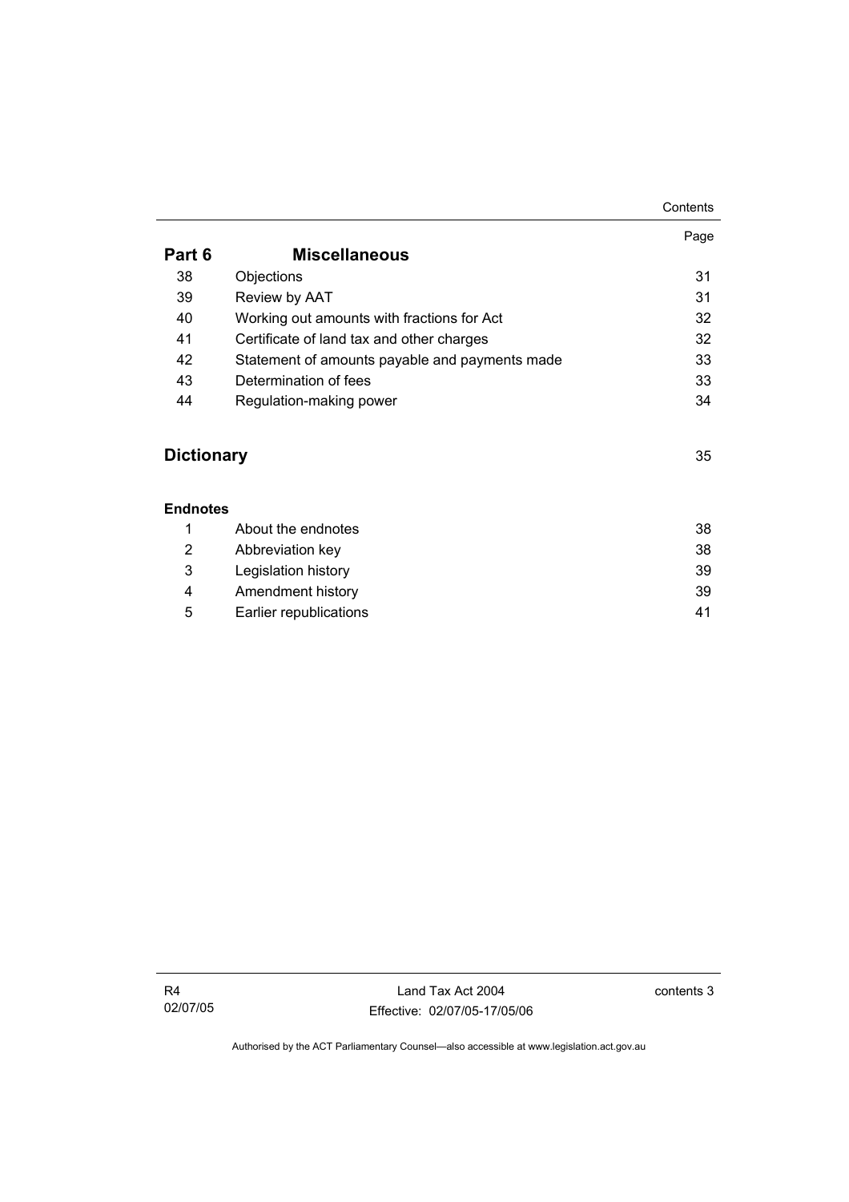| | | Page |
|---|---|---|
| **Part 6** | **Miscellaneous** | |
| 38 | Objections | 31 |
| 39 | Review by AAT | 31 |
| 40 | Working out amounts with fractions for Act | 32 |
| 41 | Certificate of land tax and other charges | 32 |
| 42 | Statement of amounts payable and payments made | 33 |
| 43 | Determination of fees | 33 |
| 44 | Regulation-making power | 34 |

**Dictionary** 35

**Endnotes**

| | | |
|---|---|---|
| 1 | About the endnotes | 38 |
| 2 | Abbreviation key | 38 |
| 3 | Legislation history | 39 |
| 4 | Amendment history | 39 |
| 5 | Earlier republications | 41 |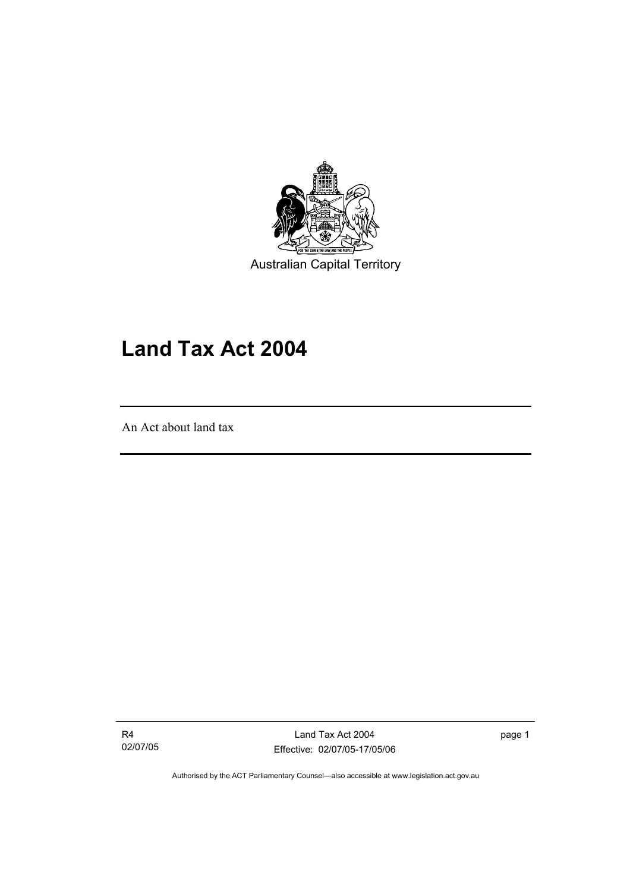Australian Capital Territory

# Land Tax Act 2004

An Act about land tax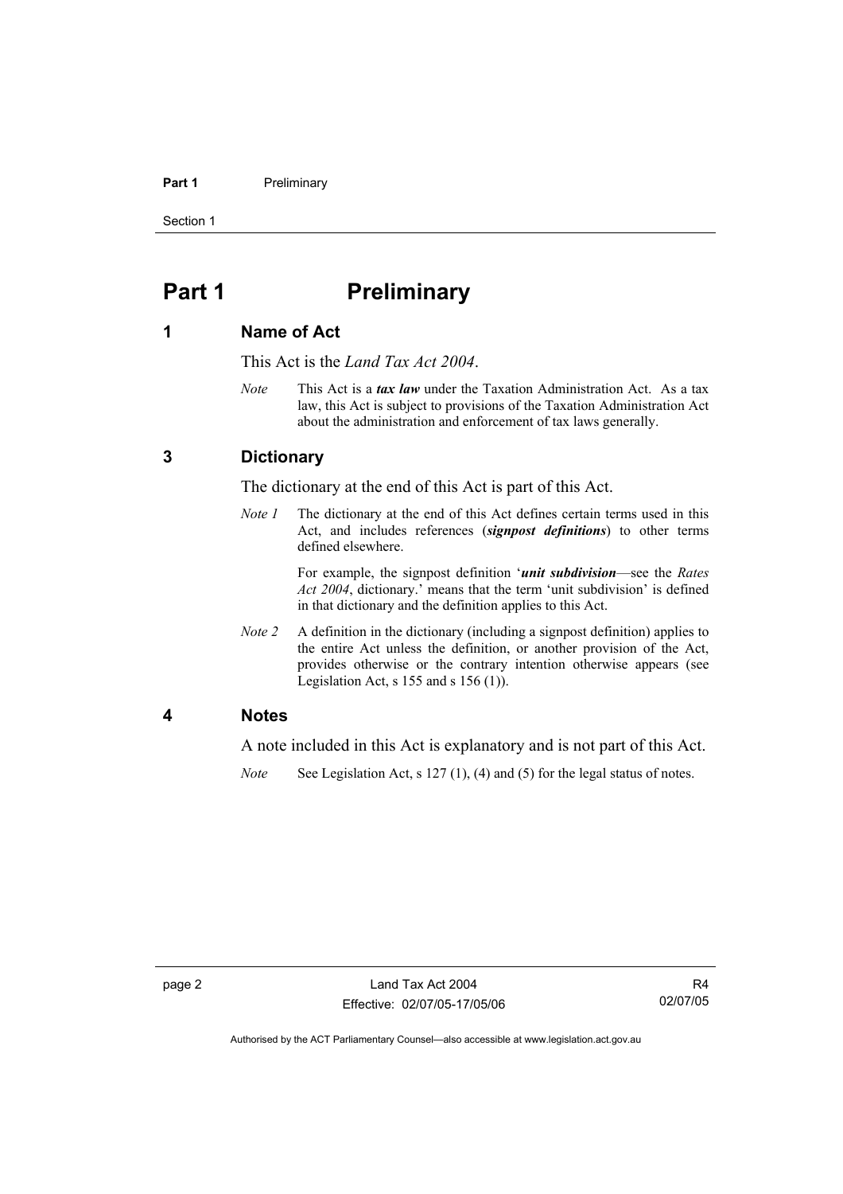# Part 1 Preliminary

## 1 Name of Act

This Act is the *Land Tax Act 2004*.

*Note* This Act is a ***tax law*** under the Taxation Administration Act. As a tax law, this Act is subject to provisions of the Taxation Administration Act about the administration and enforcement of tax laws generally.

## 3 Dictionary

The dictionary at the end of this Act is part of this Act.

*Note 1* The dictionary at the end of this Act defines certain terms used in this Act, and includes references (***signpost definitions***) to other terms defined elsewhere.

For example, the signpost definition '***unit subdivision***—see the *Rates Act 2004*, dictionary.' means that the term 'unit subdivision' is defined in that dictionary and the definition applies to this Act.

*Note 2* A definition in the dictionary (including a signpost definition) applies to the entire Act unless the definition, or another provision of the Act, provides otherwise or the contrary intention otherwise appears (see Legislation Act, s 155 and s 156 (1)).

## 4 Notes

A note included in this Act is explanatory and is not part of this Act.

*Note* See Legislation Act, s 127 (1), (4) and (5) for the legal status of notes.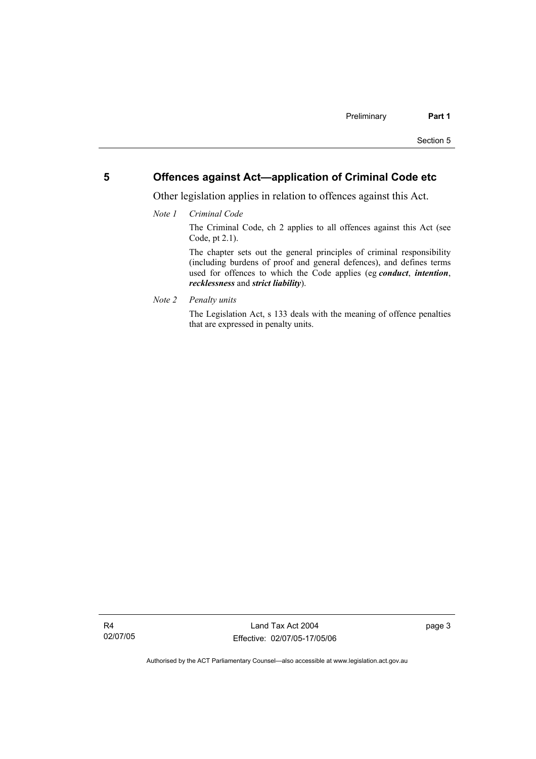## 5 Offences against Act—application of Criminal Code etc

Other legislation applies in relation to offences against this Act.

*Note 1 Criminal Code*

The Criminal Code, ch 2 applies to all offences against this Act (see Code, pt 2.1).

The chapter sets out the general principles of criminal responsibility (including burdens of proof and general defences), and defines terms used for offences to which the Code applies (eg ***conduct***, ***intention***, ***recklessness*** and ***strict liability***).

*Note 2 Penalty units*

The Legislation Act, s 133 deals with the meaning of offence penalties that are expressed in penalty units.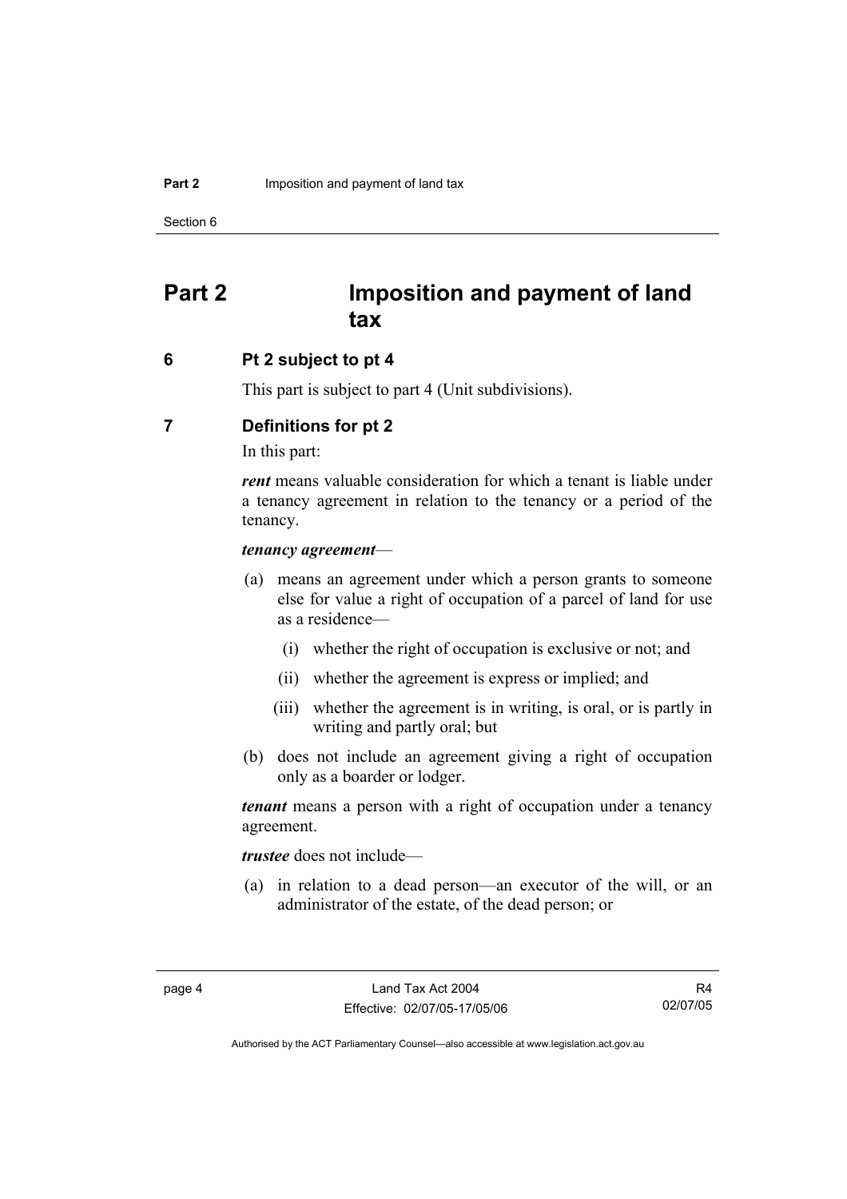# Part 2 Imposition and payment of land tax

## 6 Pt 2 subject to pt 4

This part is subject to part 4 (Unit subdivisions).

## 7 Definitions for pt 2

In this part:

***rent*** means valuable consideration for which a tenant is liable under a tenancy agreement in relation to the tenancy or a period of the tenancy.

***tenancy agreement***—

(a) means an agreement under which a person grants to someone else for value a right of occupation of a parcel of land for use as a residence—

  (i) whether the right of occupation is exclusive or not; and

  (ii) whether the agreement is express or implied; and

  (iii) whether the agreement is in writing, is oral, or is partly in writing and partly oral; but

(b) does not include an agreement giving a right of occupation only as a boarder or lodger.

***tenant*** means a person with a right of occupation under a tenancy agreement.

***trustee*** does not include—

(a) in relation to a dead person—an executor of the will, or an administrator of the estate, of the dead person; or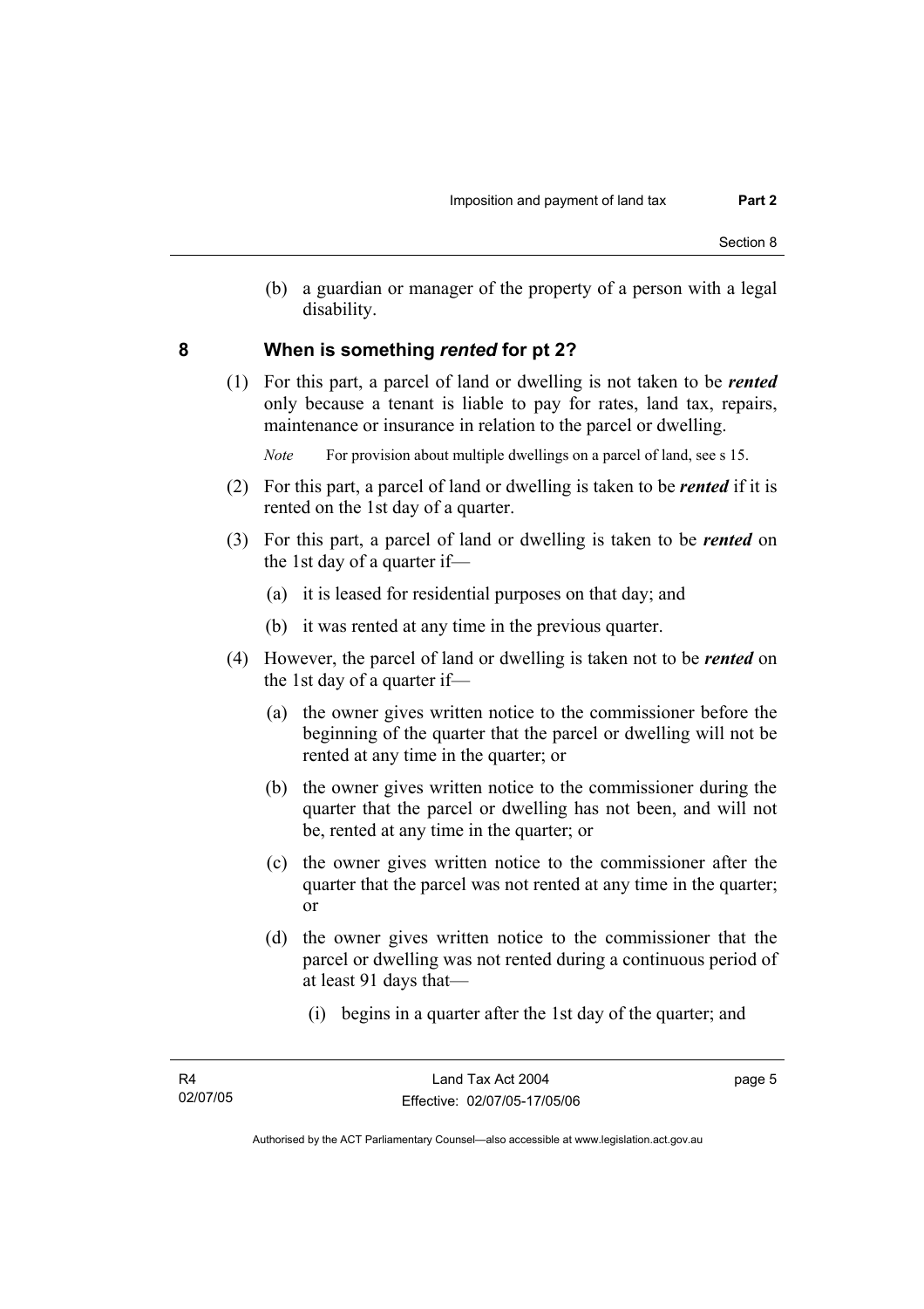(b) a guardian or manager of the property of a person with a legal disability.

## 8 When is something *rented* for pt 2?

(1) For this part, a parcel of land or dwelling is not taken to be ***rented*** only because a tenant is liable to pay for rates, land tax, repairs, maintenance or insurance in relation to the parcel or dwelling.

*Note* For provision about multiple dwellings on a parcel of land, see s 15.

(2) For this part, a parcel of land or dwelling is taken to be ***rented*** if it is rented on the 1st day of a quarter.

(3) For this part, a parcel of land or dwelling is taken to be ***rented*** on the 1st day of a quarter if—

- (a) it is leased for residential purposes on that day; and
- (b) it was rented at any time in the previous quarter.

(4) However, the parcel of land or dwelling is taken not to be ***rented*** on the 1st day of a quarter if—

- (a) the owner gives written notice to the commissioner before the beginning of the quarter that the parcel or dwelling will not be rented at any time in the quarter; or
- (b) the owner gives written notice to the commissioner during the quarter that the parcel or dwelling has not been, and will not be, rented at any time in the quarter; or
- (c) the owner gives written notice to the commissioner after the quarter that the parcel was not rented at any time in the quarter; or
- (d) the owner gives written notice to the commissioner that the parcel or dwelling was not rented during a continuous period of at least 91 days that—
  - (i) begins in a quarter after the 1st day of the quarter; and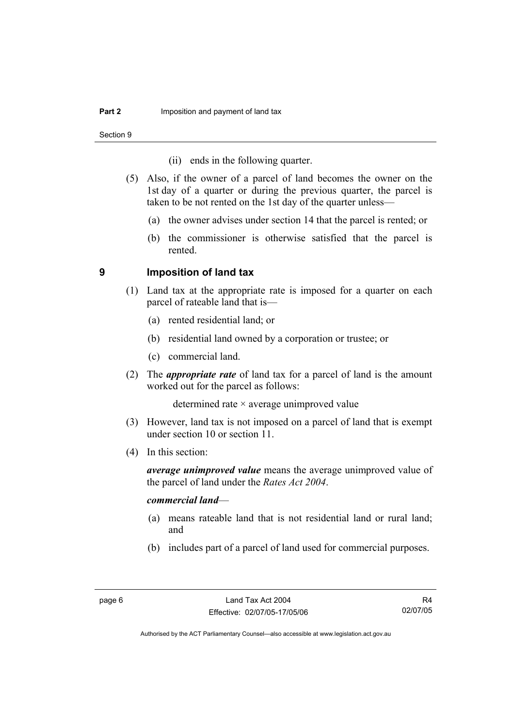(ii) ends in the following quarter.

(5) Also, if the owner of a parcel of land becomes the owner on the 1st day of a quarter or during the previous quarter, the parcel is taken to be not rented on the 1st day of the quarter unless—

(a) the owner advises under section 14 that the parcel is rented; or

(b) the commissioner is otherwise satisfied that the parcel is rented.

## 9 Imposition of land tax

(1) Land tax at the appropriate rate is imposed for a quarter on each parcel of rateable land that is—

(a) rented residential land; or

(b) residential land owned by a corporation or trustee; or

(c) commercial land.

(2) The ***appropriate rate*** of land tax for a parcel of land is the amount worked out for the parcel as follows:

determined rate × average unimproved value

(3) However, land tax is not imposed on a parcel of land that is exempt under section 10 or section 11.

(4) In this section:

***average unimproved value*** means the average unimproved value of the parcel of land under the *Rates Act 2004*.

***commercial land***—

(a) means rateable land that is not residential land or rural land; and

(b) includes part of a parcel of land used for commercial purposes.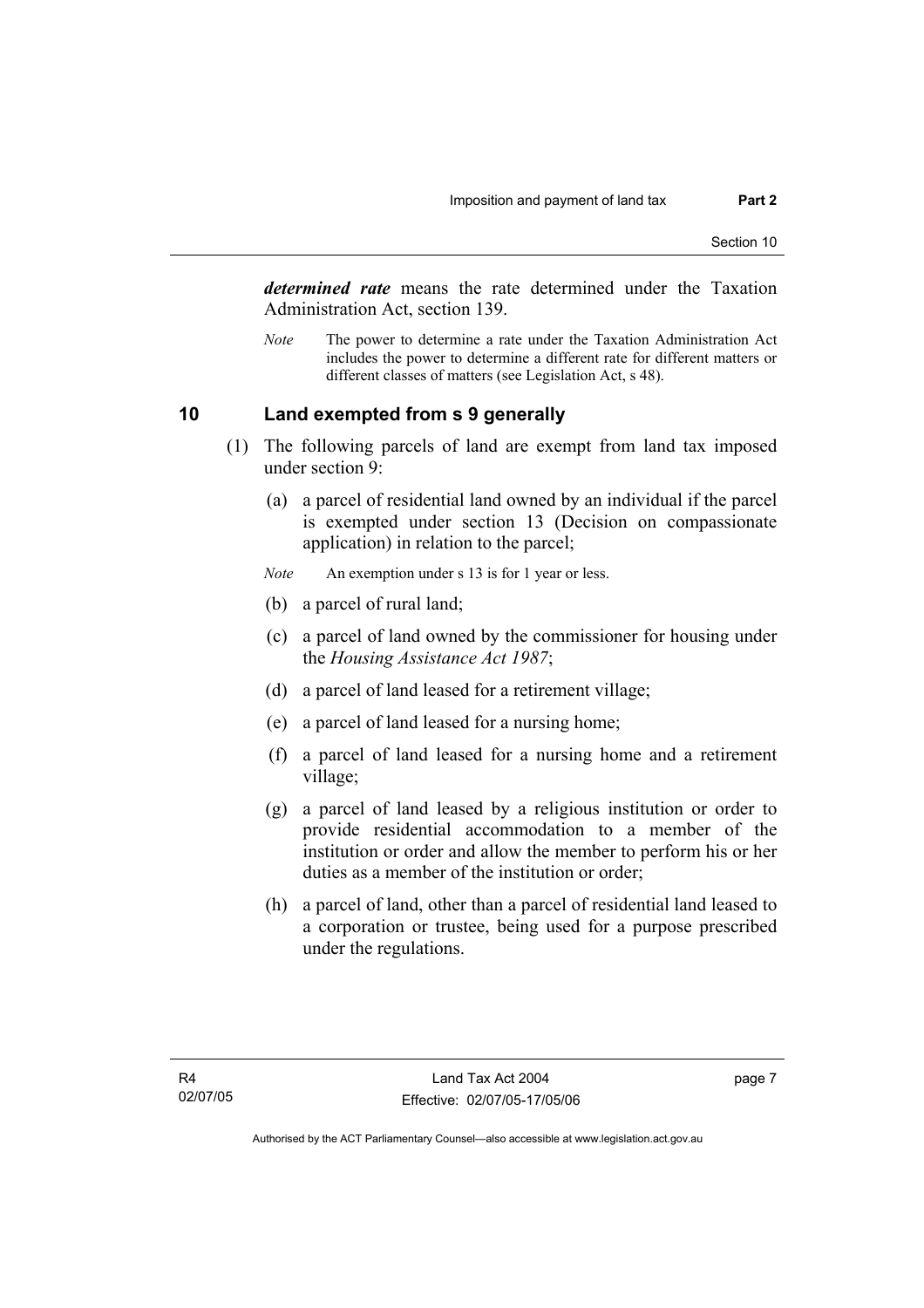***determined rate*** means the rate determined under the Taxation Administration Act, section 139.

*Note* The power to determine a rate under the Taxation Administration Act includes the power to determine a different rate for different matters or different classes of matters (see Legislation Act, s 48).

## 10 Land exempted from s 9 generally

(1) The following parcels of land are exempt from land tax imposed under section 9:

(a) a parcel of residential land owned by an individual if the parcel is exempted under section 13 (Decision on compassionate application) in relation to the parcel;

*Note* An exemption under s 13 is for 1 year or less.

(b) a parcel of rural land;

(c) a parcel of land owned by the commissioner for housing under the *Housing Assistance Act 1987*;

(d) a parcel of land leased for a retirement village;

(e) a parcel of land leased for a nursing home;

(f) a parcel of land leased for a nursing home and a retirement village;

(g) a parcel of land leased by a religious institution or order to provide residential accommodation to a member of the institution or order and allow the member to perform his or her duties as a member of the institution or order;

(h) a parcel of land, other than a parcel of residential land leased to a corporation or trustee, being used for a purpose prescribed under the regulations.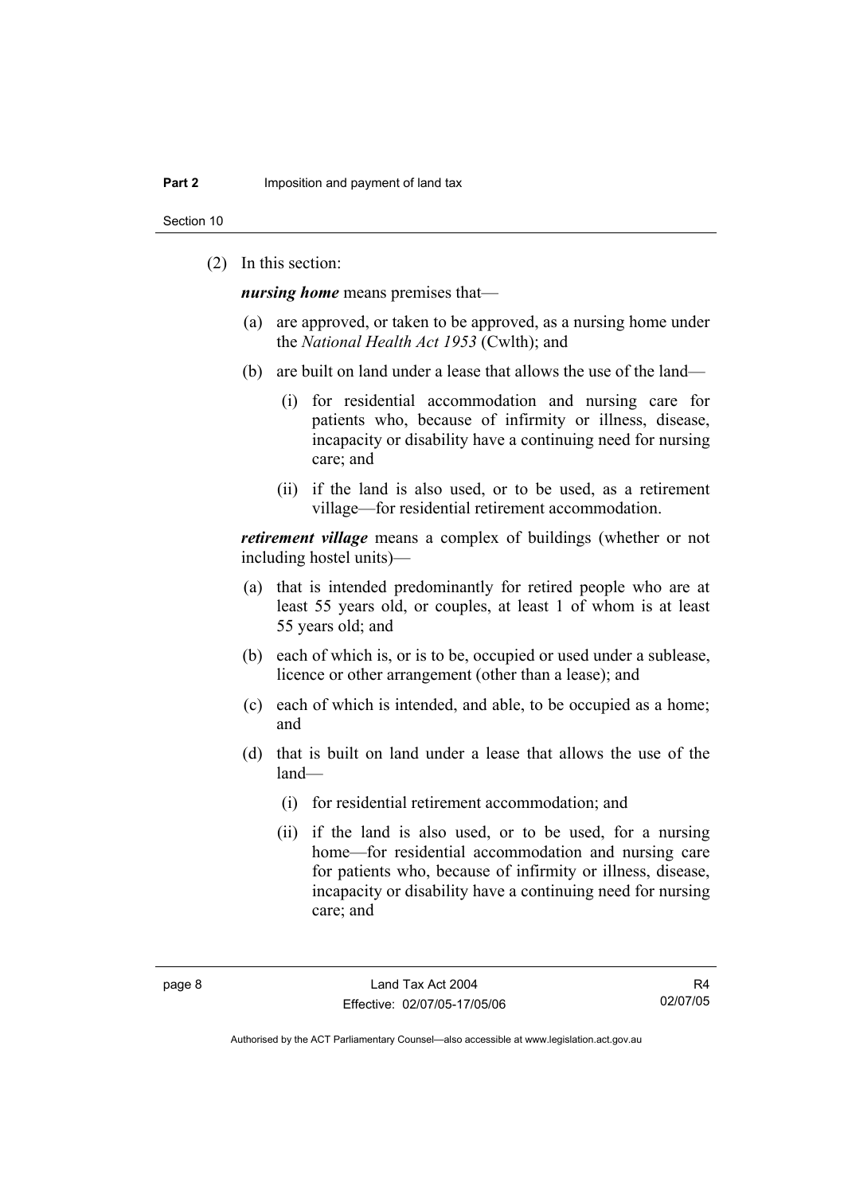(2) In this section:

***nursing home*** means premises that—

(a) are approved, or taken to be approved, as a nursing home under the *National Health Act 1953* (Cwlth); and

(b) are built on land under a lease that allows the use of the land—

   (i) for residential accommodation and nursing care for patients who, because of infirmity or illness, disease, incapacity or disability have a continuing need for nursing care; and

   (ii) if the land is also used, or to be used, as a retirement village—for residential retirement accommodation.

***retirement village*** means a complex of buildings (whether or not including hostel units)—

(a) that is intended predominantly for retired people who are at least 55 years old, or couples, at least 1 of whom is at least 55 years old; and

(b) each of which is, or is to be, occupied or used under a sublease, licence or other arrangement (other than a lease); and

(c) each of which is intended, and able, to be occupied as a home; and

(d) that is built on land under a lease that allows the use of the land—

   (i) for residential retirement accommodation; and

   (ii) if the land is also used, or to be used, for a nursing home—for residential accommodation and nursing care for patients who, because of infirmity or illness, disease, incapacity or disability have a continuing need for nursing care; and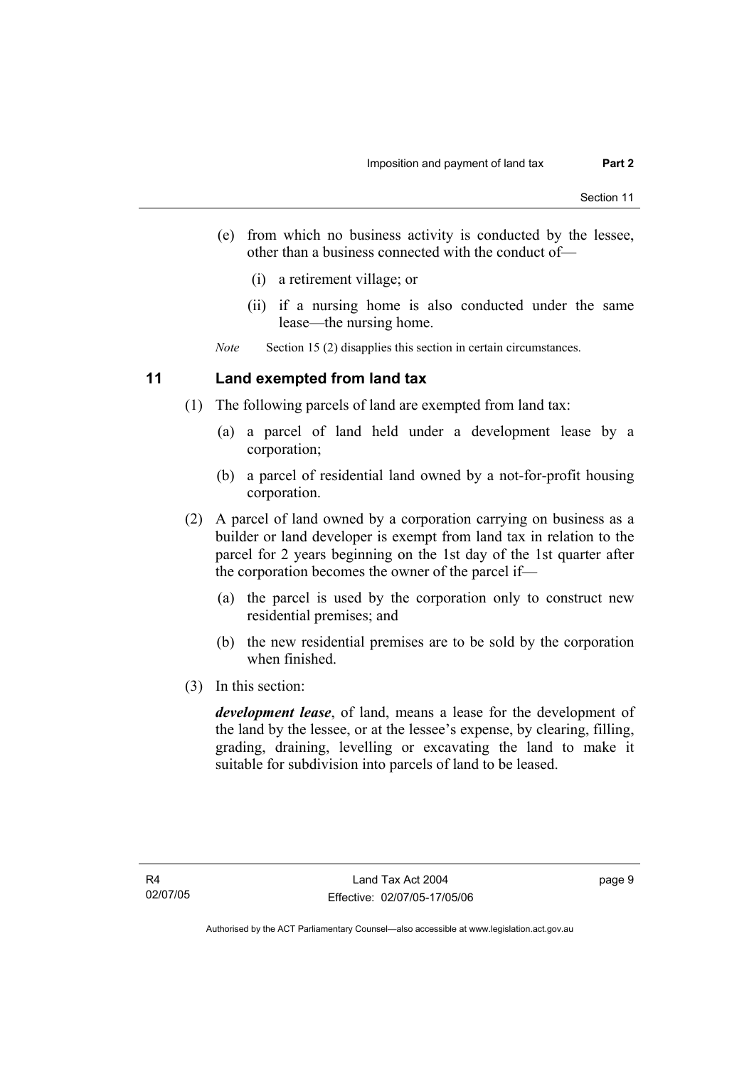(e) from which no business activity is conducted by the lessee, other than a business connected with the conduct of—

   (i) a retirement village; or

   (ii) if a nursing home is also conducted under the same lease—the nursing home.

*Note* Section 15 (2) disapplies this section in certain circumstances.

## 11 Land exempted from land tax

(1) The following parcels of land are exempted from land tax:

   (a) a parcel of land held under a development lease by a corporation;

   (b) a parcel of residential land owned by a not-for-profit housing corporation.

(2) A parcel of land owned by a corporation carrying on business as a builder or land developer is exempt from land tax in relation to the parcel for 2 years beginning on the 1st day of the 1st quarter after the corporation becomes the owner of the parcel if—

   (a) the parcel is used by the corporation only to construct new residential premises; and

   (b) the new residential premises are to be sold by the corporation when finished.

(3) In this section:

***development lease***, of land, means a lease for the development of the land by the lessee, or at the lessee's expense, by clearing, filling, grading, draining, levelling or excavating the land to make it suitable for subdivision into parcels of land to be leased.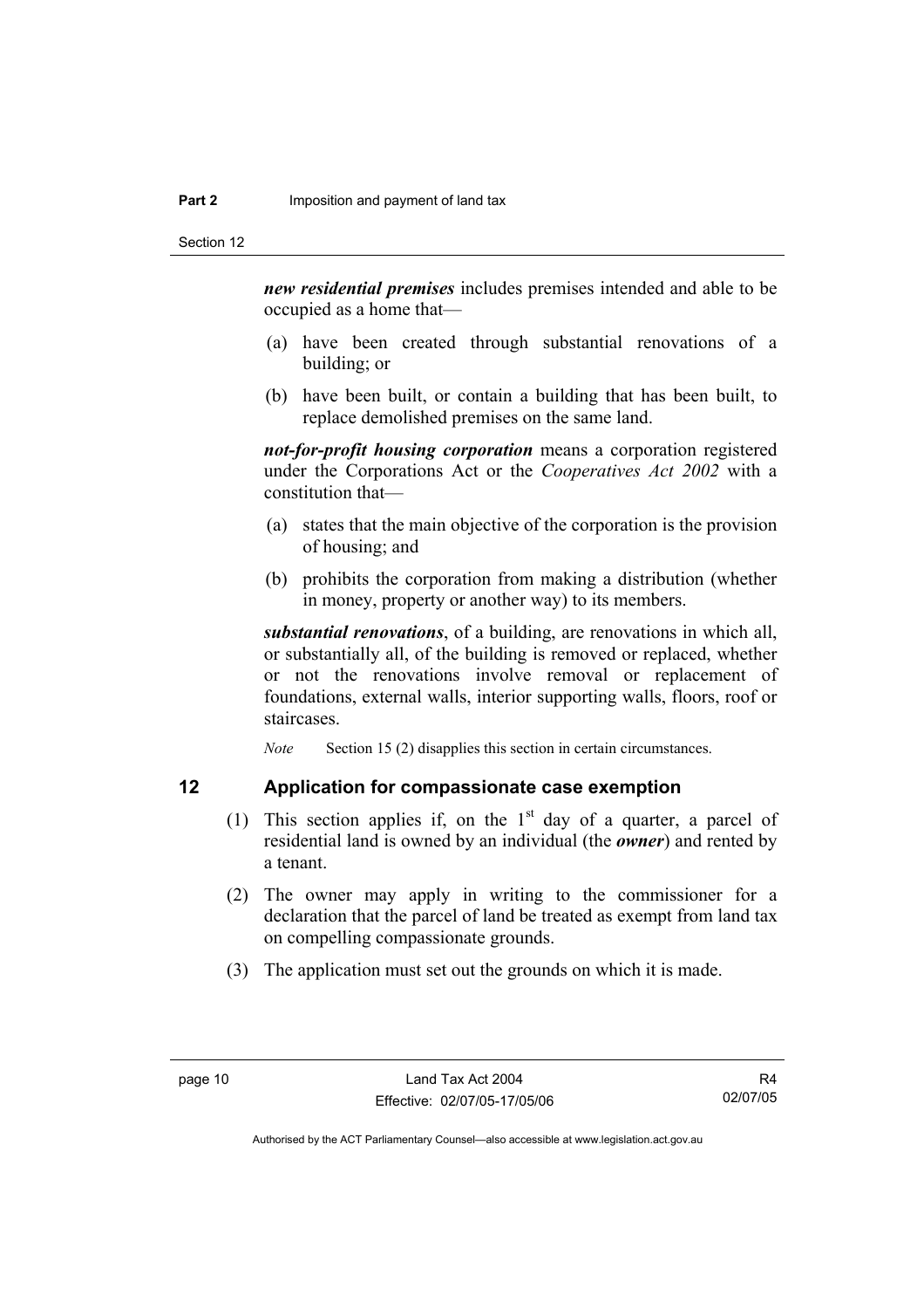***new residential premises*** includes premises intended and able to be occupied as a home that—

(a) have been created through substantial renovations of a building; or

(b) have been built, or contain a building that has been built, to replace demolished premises on the same land.

***not-for-profit housing corporation*** means a corporation registered under the Corporations Act or the *Cooperatives Act 2002* with a constitution that—

(a) states that the main objective of the corporation is the provision of housing; and

(b) prohibits the corporation from making a distribution (whether in money, property or another way) to its members.

***substantial renovations***, of a building, are renovations in which all, or substantially all, of the building is removed or replaced, whether or not the renovations involve removal or replacement of foundations, external walls, interior supporting walls, floors, roof or staircases.

*Note* Section 15 (2) disapplies this section in certain circumstances.

## 12 Application for compassionate case exemption

(1) This section applies if, on the 1st day of a quarter, a parcel of residential land is owned by an individual (the ***owner***) and rented by a tenant.

(2) The owner may apply in writing to the commissioner for a declaration that the parcel of land be treated as exempt from land tax on compelling compassionate grounds.

(3) The application must set out the grounds on which it is made.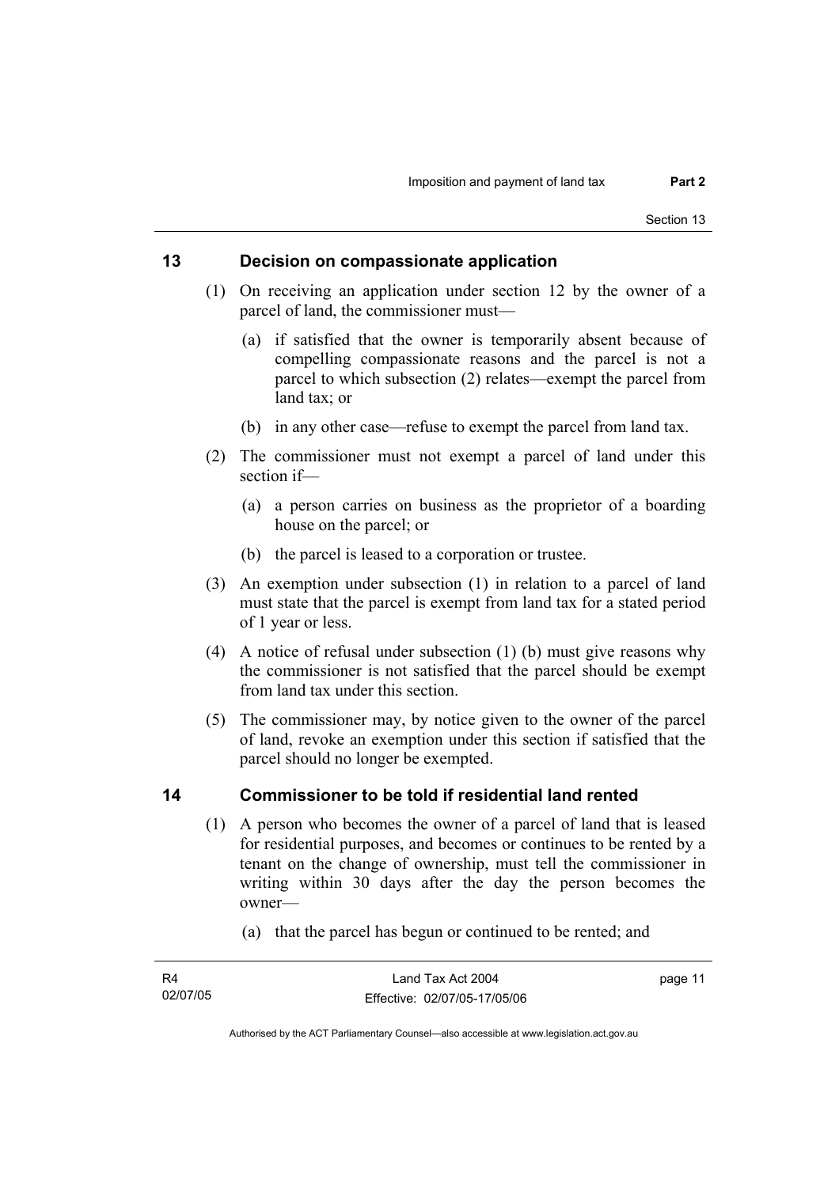## 13 Decision on compassionate application

(1) On receiving an application under section 12 by the owner of a parcel of land, the commissioner must—

(a) if satisfied that the owner is temporarily absent because of compelling compassionate reasons and the parcel is not a parcel to which subsection (2) relates—exempt the parcel from land tax; or

(b) in any other case—refuse to exempt the parcel from land tax.

(2) The commissioner must not exempt a parcel of land under this section if—

(a) a person carries on business as the proprietor of a boarding house on the parcel; or

(b) the parcel is leased to a corporation or trustee.

(3) An exemption under subsection (1) in relation to a parcel of land must state that the parcel is exempt from land tax for a stated period of 1 year or less.

(4) A notice of refusal under subsection (1) (b) must give reasons why the commissioner is not satisfied that the parcel should be exempt from land tax under this section.

(5) The commissioner may, by notice given to the owner of the parcel of land, revoke an exemption under this section if satisfied that the parcel should no longer be exempted.

## 14 Commissioner to be told if residential land rented

(1) A person who becomes the owner of a parcel of land that is leased for residential purposes, and becomes or continues to be rented by a tenant on the change of ownership, must tell the commissioner in writing within 30 days after the day the person becomes the owner—

(a) that the parcel has begun or continued to be rented; and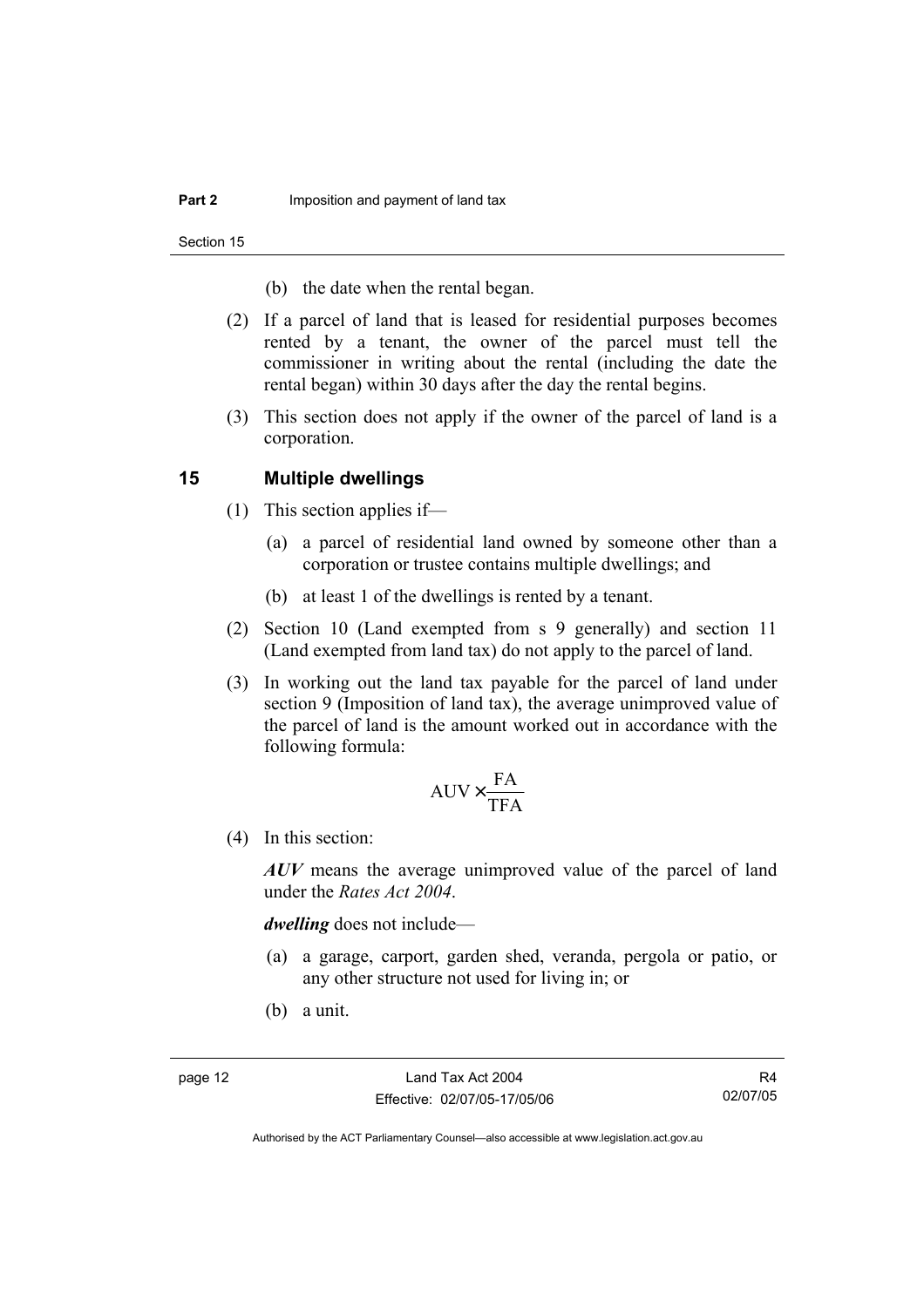(b) the date when the rental began.

(2) If a parcel of land that is leased for residential purposes becomes rented by a tenant, the owner of the parcel must tell the commissioner in writing about the rental (including the date the rental began) within 30 days after the day the rental begins.

(3) This section does not apply if the owner of the parcel of land is a corporation.

## 15 Multiple dwellings

(1) This section applies if—

(a) a parcel of residential land owned by someone other than a corporation or trustee contains multiple dwellings; and

(b) at least 1 of the dwellings is rented by a tenant.

(2) Section 10 (Land exempted from s 9 generally) and section 11 (Land exempted from land tax) do not apply to the parcel of land.

(3) In working out the land tax payable for the parcel of land under section 9 (Imposition of land tax), the average unimproved value of the parcel of land is the amount worked out in accordance with the following formula:

$$\text{AUV} \times \frac{\text{FA}}{\text{TFA}}$$

(4) In this section:

***AUV*** means the average unimproved value of the parcel of land under the *Rates Act 2004*.

***dwelling*** does not include—

(a) a garage, carport, garden shed, veranda, pergola or patio, or any other structure not used for living in; or

(b) a unit.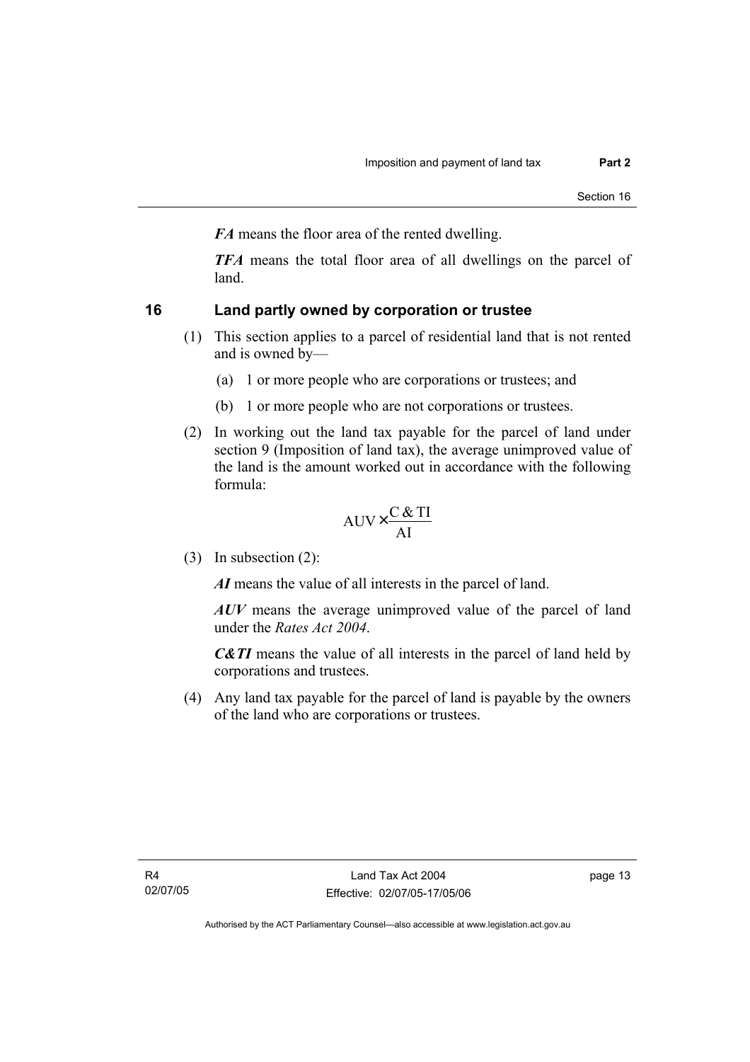***FA*** means the floor area of the rented dwelling.

***TFA*** means the total floor area of all dwellings on the parcel of land.

## 16 Land partly owned by corporation or trustee

(1) This section applies to a parcel of residential land that is not rented and is owned by—

(a) 1 or more people who are corporations or trustees; and

(b) 1 or more people who are not corporations or trustees.

(2) In working out the land tax payable for the parcel of land under section 9 (Imposition of land tax), the average unimproved value of the land is the amount worked out in accordance with the following formula:

$$\text{AUV} \times \frac{\text{C \& TI}}{\text{AI}}$$

(3) In subsection (2):

***AI*** means the value of all interests in the parcel of land.

***AUV*** means the average unimproved value of the parcel of land under the *Rates Act 2004*.

***C&TI*** means the value of all interests in the parcel of land held by corporations and trustees.

(4) Any land tax payable for the parcel of land is payable by the owners of the land who are corporations or trustees.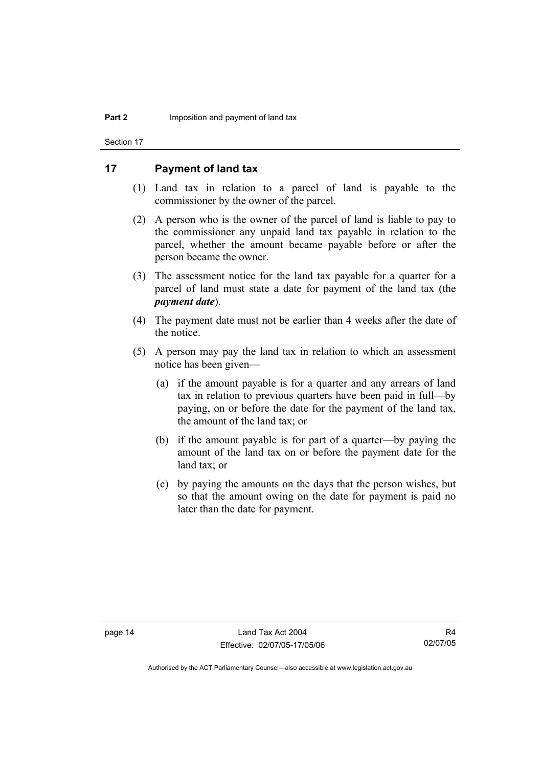## 17 Payment of land tax

(1) Land tax in relation to a parcel of land is payable to the commissioner by the owner of the parcel.

(2) A person who is the owner of the parcel of land is liable to pay to the commissioner any unpaid land tax payable in relation to the parcel, whether the amount became payable before or after the person became the owner.

(3) The assessment notice for the land tax payable for a quarter for a parcel of land must state a date for payment of the land tax (the ***payment date***).

(4) The payment date must not be earlier than 4 weeks after the date of the notice.

(5) A person may pay the land tax in relation to which an assessment notice has been given—

(a) if the amount payable is for a quarter and any arrears of land tax in relation to previous quarters have been paid in full—by paying, on or before the date for the payment of the land tax, the amount of the land tax; or

(b) if the amount payable is for part of a quarter—by paying the amount of the land tax on or before the payment date for the land tax; or

(c) by paying the amounts on the days that the person wishes, but so that the amount owing on the date for payment is paid no later than the date for payment.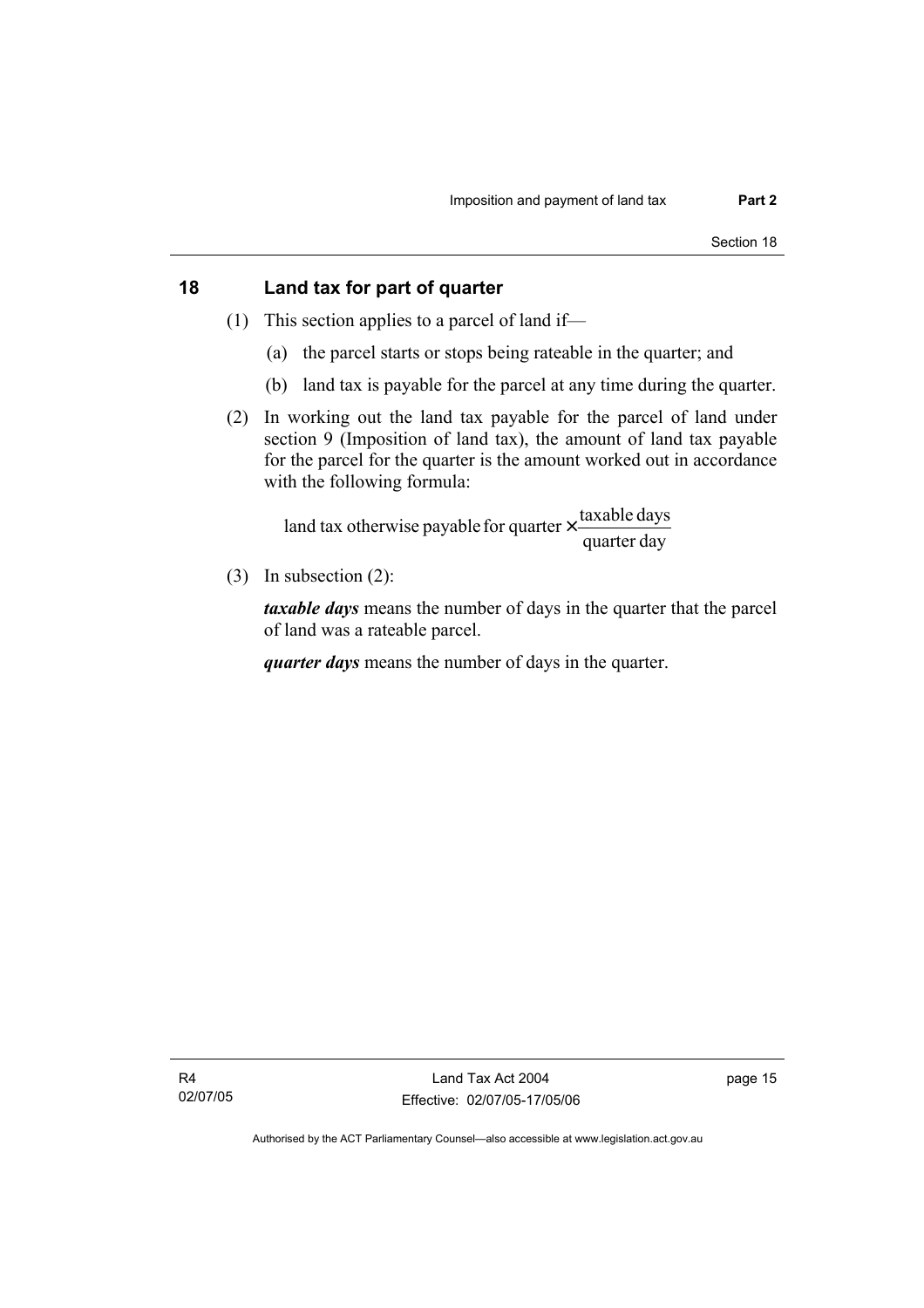## 18 Land tax for part of quarter

(1) This section applies to a parcel of land if—

(a) the parcel starts or stops being rateable in the quarter; and

(b) land tax is payable for the parcel at any time during the quarter.

(2) In working out the land tax payable for the parcel of land under section 9 (Imposition of land tax), the amount of land tax payable for the parcel for the quarter is the amount worked out in accordance with the following formula:

$$\text{land tax otherwise payable for quarter} \times \frac{\text{taxable days}}{\text{quarter day}}$$

(3) In subsection (2):

***taxable days*** means the number of days in the quarter that the parcel of land was a rateable parcel.

***quarter days*** means the number of days in the quarter.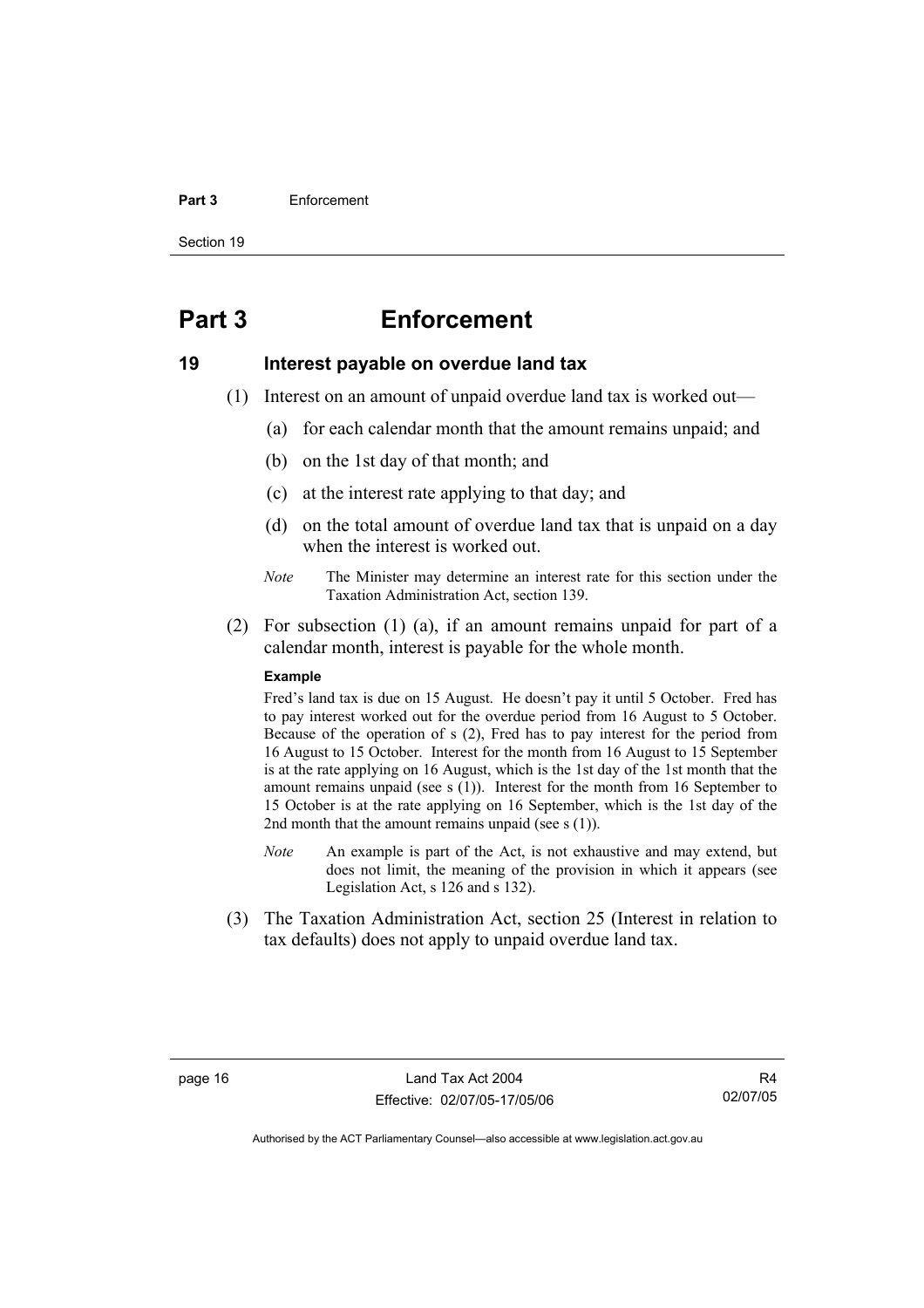# Part 3 Enforcement

## 19 Interest payable on overdue land tax

(1) Interest on an amount of unpaid overdue land tax is worked out—

(a) for each calendar month that the amount remains unpaid; and

(b) on the 1st day of that month; and

(c) at the interest rate applying to that day; and

(d) on the total amount of overdue land tax that is unpaid on a day when the interest is worked out.

*Note* The Minister may determine an interest rate for this section under the Taxation Administration Act, section 139.

(2) For subsection (1) (a), if an amount remains unpaid for part of a calendar month, interest is payable for the whole month.

**Example**

Fred's land tax is due on 15 August. He doesn't pay it until 5 October. Fred has to pay interest worked out for the overdue period from 16 August to 5 October. Because of the operation of s (2), Fred has to pay interest for the period from 16 August to 15 October. Interest for the month from 16 August to 15 September is at the rate applying on 16 August, which is the 1st day of the 1st month that the amount remains unpaid (see s (1)). Interest for the month from 16 September to 15 October is at the rate applying on 16 September, which is the 1st day of the 2nd month that the amount remains unpaid (see s (1)).

*Note* An example is part of the Act, is not exhaustive and may extend, but does not limit, the meaning of the provision in which it appears (see Legislation Act, s 126 and s 132).

(3) The Taxation Administration Act, section 25 (Interest in relation to tax defaults) does not apply to unpaid overdue land tax.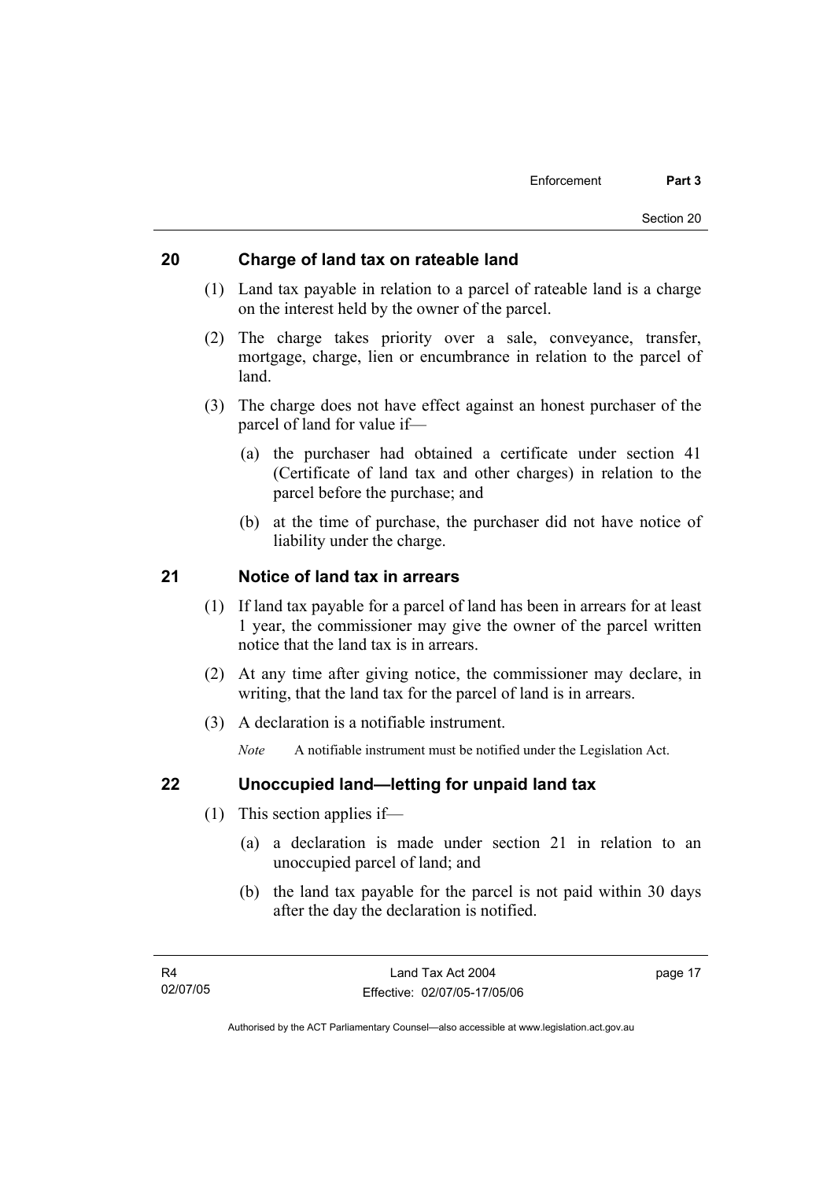## 20 Charge of land tax on rateable land

(1) Land tax payable in relation to a parcel of rateable land is a charge on the interest held by the owner of the parcel.

(2) The charge takes priority over a sale, conveyance, transfer, mortgage, charge, lien or encumbrance in relation to the parcel of land.

(3) The charge does not have effect against an honest purchaser of the parcel of land for value if—

(a) the purchaser had obtained a certificate under section 41 (Certificate of land tax and other charges) in relation to the parcel before the purchase; and

(b) at the time of purchase, the purchaser did not have notice of liability under the charge.

## 21 Notice of land tax in arrears

(1) If land tax payable for a parcel of land has been in arrears for at least 1 year, the commissioner may give the owner of the parcel written notice that the land tax is in arrears.

(2) At any time after giving notice, the commissioner may declare, in writing, that the land tax for the parcel of land is in arrears.

(3) A declaration is a notifiable instrument.

*Note* A notifiable instrument must be notified under the Legislation Act.

## 22 Unoccupied land—letting for unpaid land tax

(1) This section applies if—

(a) a declaration is made under section 21 in relation to an unoccupied parcel of land; and

(b) the land tax payable for the parcel is not paid within 30 days after the day the declaration is notified.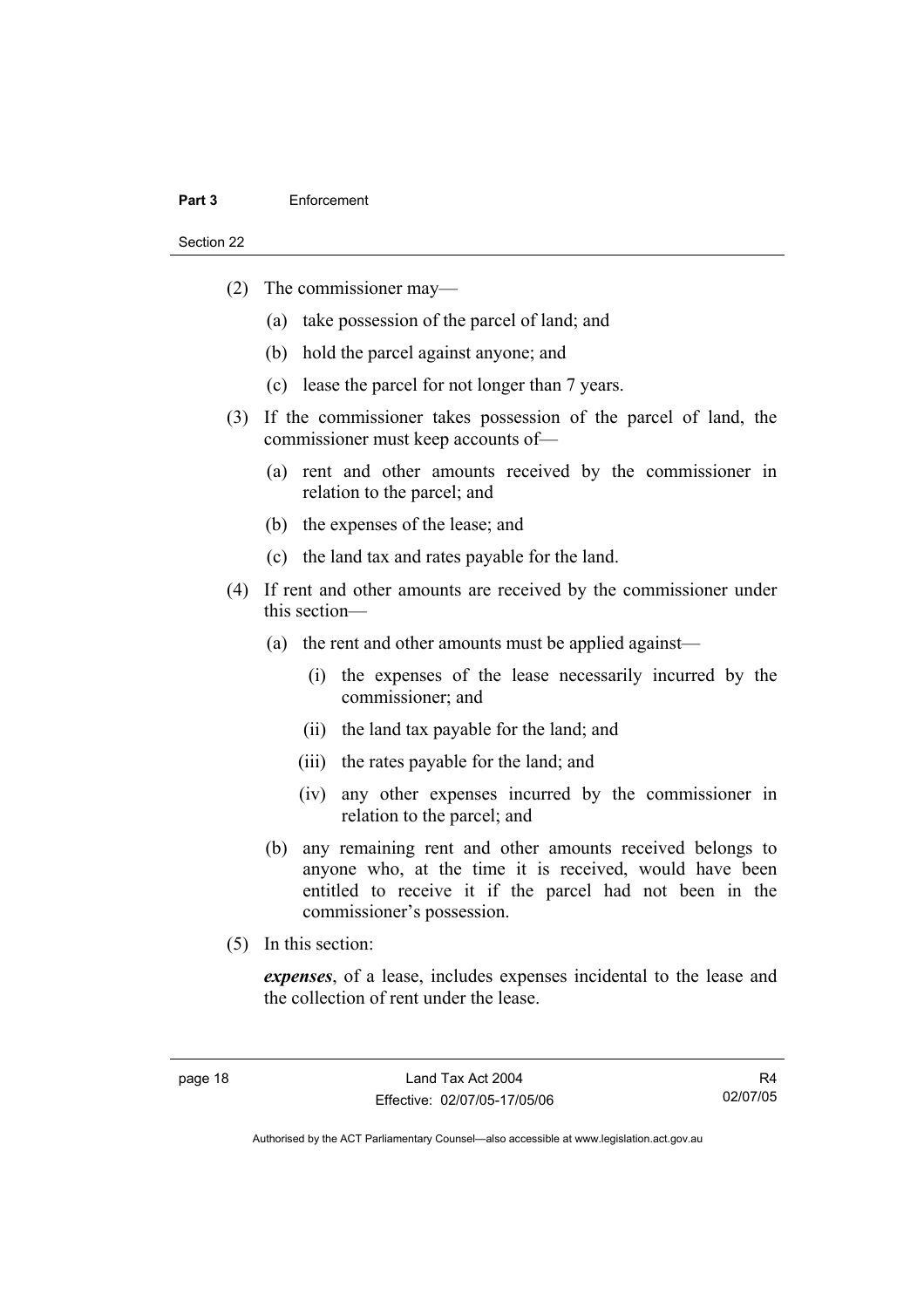(2) The commissioner may—

   (a) take possession of the parcel of land; and

   (b) hold the parcel against anyone; and

   (c) lease the parcel for not longer than 7 years.

(3) If the commissioner takes possession of the parcel of land, the commissioner must keep accounts of—

   (a) rent and other amounts received by the commissioner in relation to the parcel; and

   (b) the expenses of the lease; and

   (c) the land tax and rates payable for the land.

(4) If rent and other amounts are received by the commissioner under this section—

   (a) the rent and other amounts must be applied against—

      (i) the expenses of the lease necessarily incurred by the commissioner; and

      (ii) the land tax payable for the land; and

      (iii) the rates payable for the land; and

      (iv) any other expenses incurred by the commissioner in relation to the parcel; and

   (b) any remaining rent and other amounts received belongs to anyone who, at the time it is received, would have been entitled to receive it if the parcel had not been in the commissioner's possession.

(5) In this section:

***expenses***, of a lease, includes expenses incidental to the lease and the collection of rent under the lease.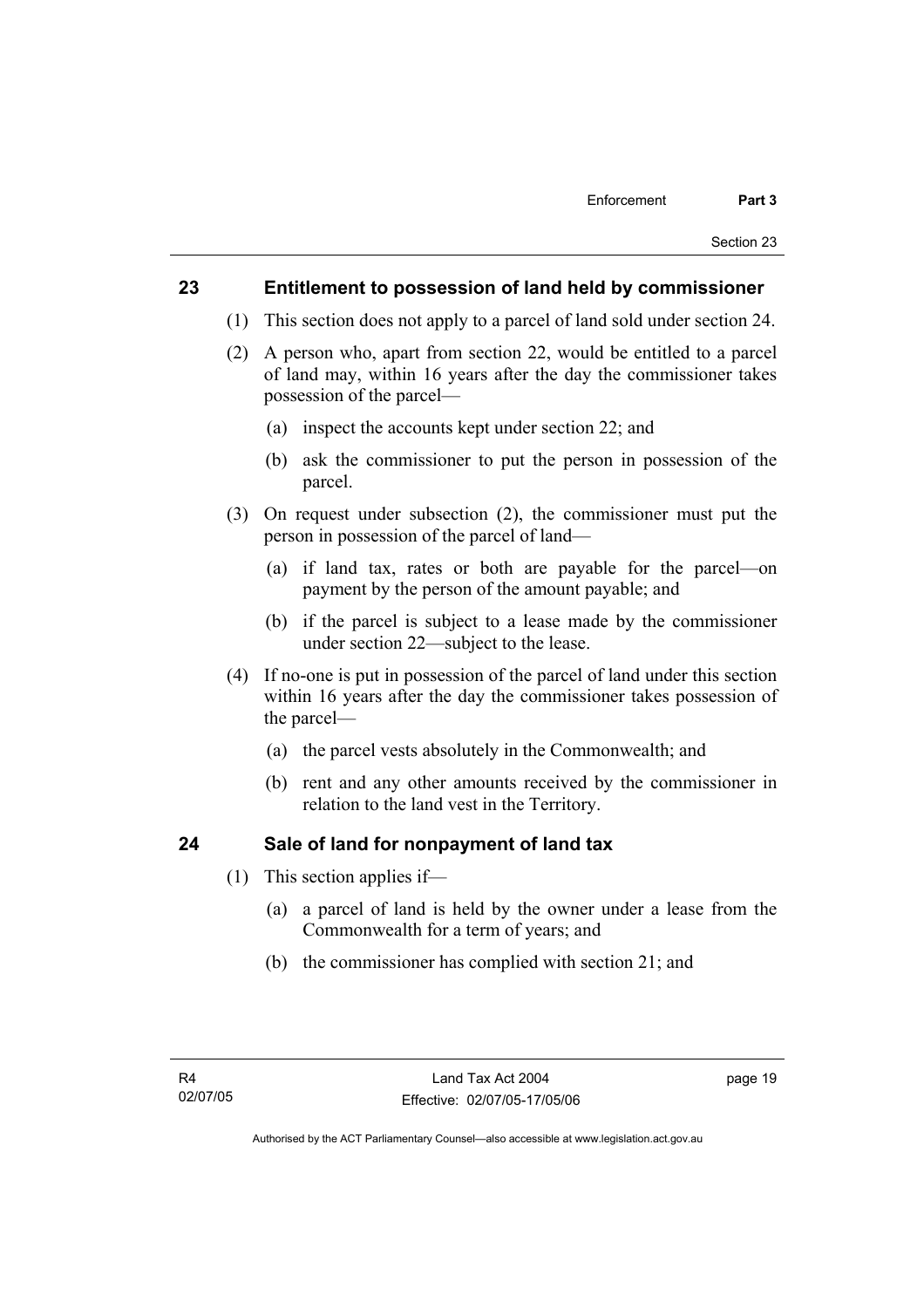## 23 Entitlement to possession of land held by commissioner

(1) This section does not apply to a parcel of land sold under section 24.

(2) A person who, apart from section 22, would be entitled to a parcel of land may, within 16 years after the day the commissioner takes possession of the parcel—

(a) inspect the accounts kept under section 22; and

(b) ask the commissioner to put the person in possession of the parcel.

(3) On request under subsection (2), the commissioner must put the person in possession of the parcel of land—

(a) if land tax, rates or both are payable for the parcel—on payment by the person of the amount payable; and

(b) if the parcel is subject to a lease made by the commissioner under section 22—subject to the lease.

(4) If no-one is put in possession of the parcel of land under this section within 16 years after the day the commissioner takes possession of the parcel—

(a) the parcel vests absolutely in the Commonwealth; and

(b) rent and any other amounts received by the commissioner in relation to the land vest in the Territory.

## 24 Sale of land for nonpayment of land tax

(1) This section applies if—

(a) a parcel of land is held by the owner under a lease from the Commonwealth for a term of years; and

(b) the commissioner has complied with section 21; and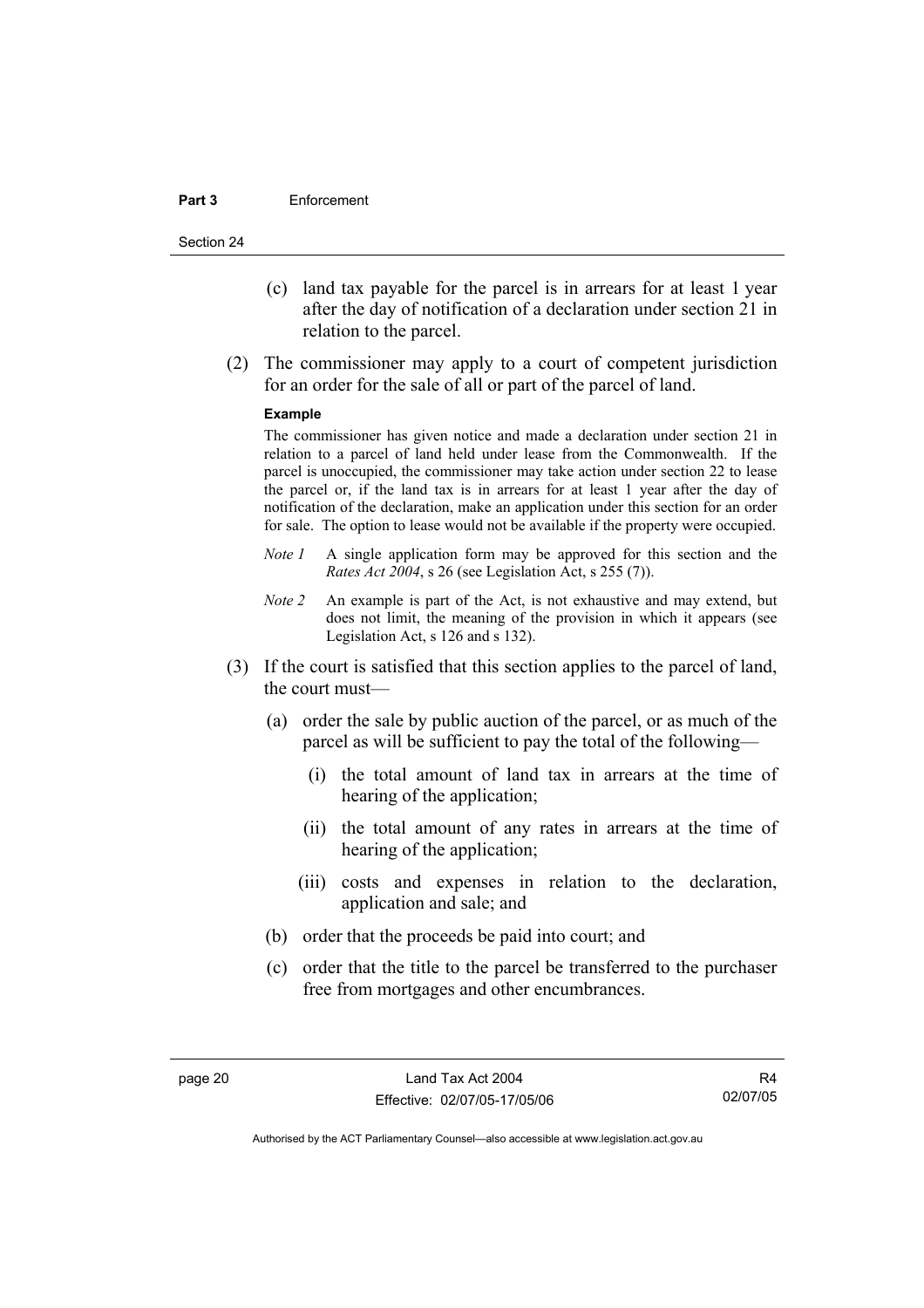(c) land tax payable for the parcel is in arrears for at least 1 year after the day of notification of a declaration under section 21 in relation to the parcel.

(2) The commissioner may apply to a court of competent jurisdiction for an order for the sale of all or part of the parcel of land.

**Example**

The commissioner has given notice and made a declaration under section 21 in relation to a parcel of land held under lease from the Commonwealth. If the parcel is unoccupied, the commissioner may take action under section 22 to lease the parcel or, if the land tax is in arrears for at least 1 year after the day of notification of the declaration, make an application under this section for an order for sale. The option to lease would not be available if the property were occupied.

*Note 1* A single application form may be approved for this section and the *Rates Act 2004*, s 26 (see Legislation Act, s 255 (7)).

*Note 2* An example is part of the Act, is not exhaustive and may extend, but does not limit, the meaning of the provision in which it appears (see Legislation Act, s 126 and s 132).

(3) If the court is satisfied that this section applies to the parcel of land, the court must—

(a) order the sale by public auction of the parcel, or as much of the parcel as will be sufficient to pay the total of the following—

(i) the total amount of land tax in arrears at the time of hearing of the application;

(ii) the total amount of any rates in arrears at the time of hearing of the application;

(iii) costs and expenses in relation to the declaration, application and sale; and

(b) order that the proceeds be paid into court; and

(c) order that the title to the parcel be transferred to the purchaser free from mortgages and other encumbrances.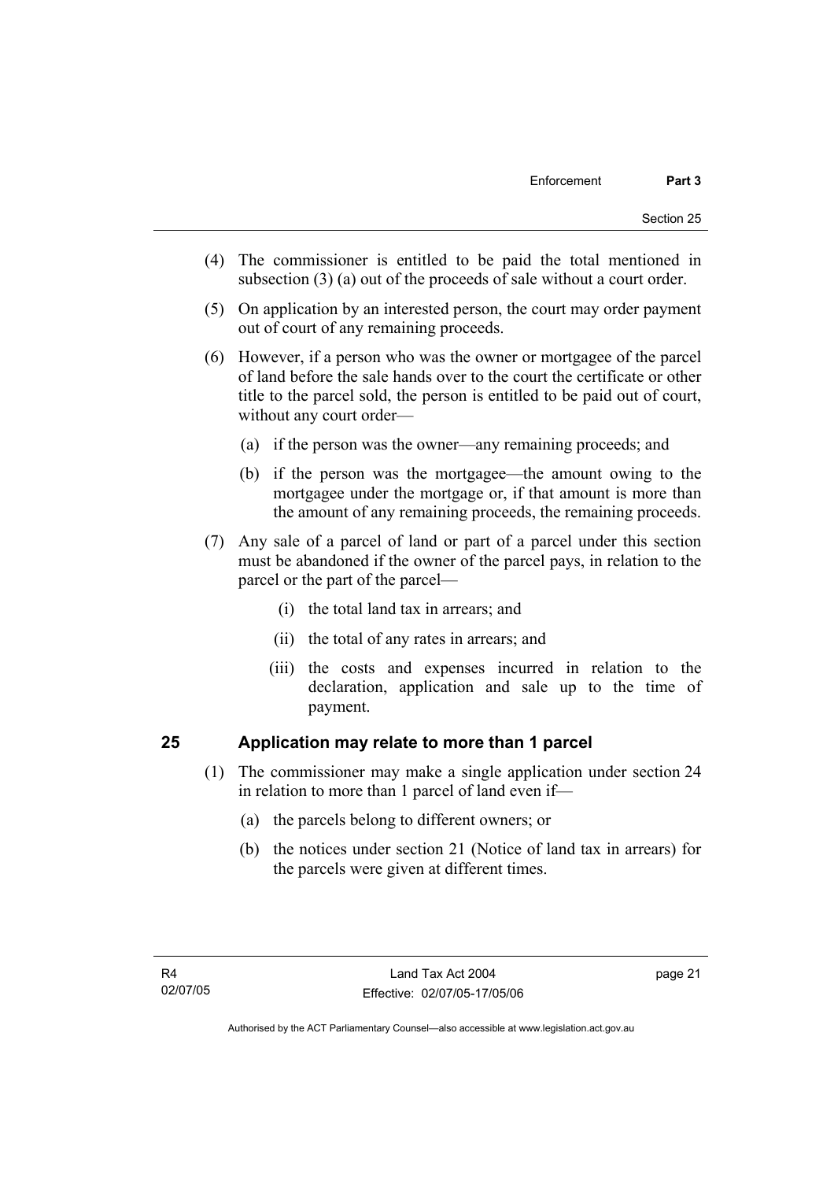(4) The commissioner is entitled to be paid the total mentioned in subsection (3) (a) out of the proceeds of sale without a court order.

(5) On application by an interested person, the court may order payment out of court of any remaining proceeds.

(6) However, if a person who was the owner or mortgagee of the parcel of land before the sale hands over to the court the certificate or other title to the parcel sold, the person is entitled to be paid out of court, without any court order—

(a) if the person was the owner—any remaining proceeds; and

(b) if the person was the mortgagee—the amount owing to the mortgagee under the mortgage or, if that amount is more than the amount of any remaining proceeds, the remaining proceeds.

(7) Any sale of a parcel of land or part of a parcel under this section must be abandoned if the owner of the parcel pays, in relation to the parcel or the part of the parcel—

(i) the total land tax in arrears; and

(ii) the total of any rates in arrears; and

(iii) the costs and expenses incurred in relation to the declaration, application and sale up to the time of payment.

## 25 Application may relate to more than 1 parcel

(1) The commissioner may make a single application under section 24 in relation to more than 1 parcel of land even if—

(a) the parcels belong to different owners; or

(b) the notices under section 21 (Notice of land tax in arrears) for the parcels were given at different times.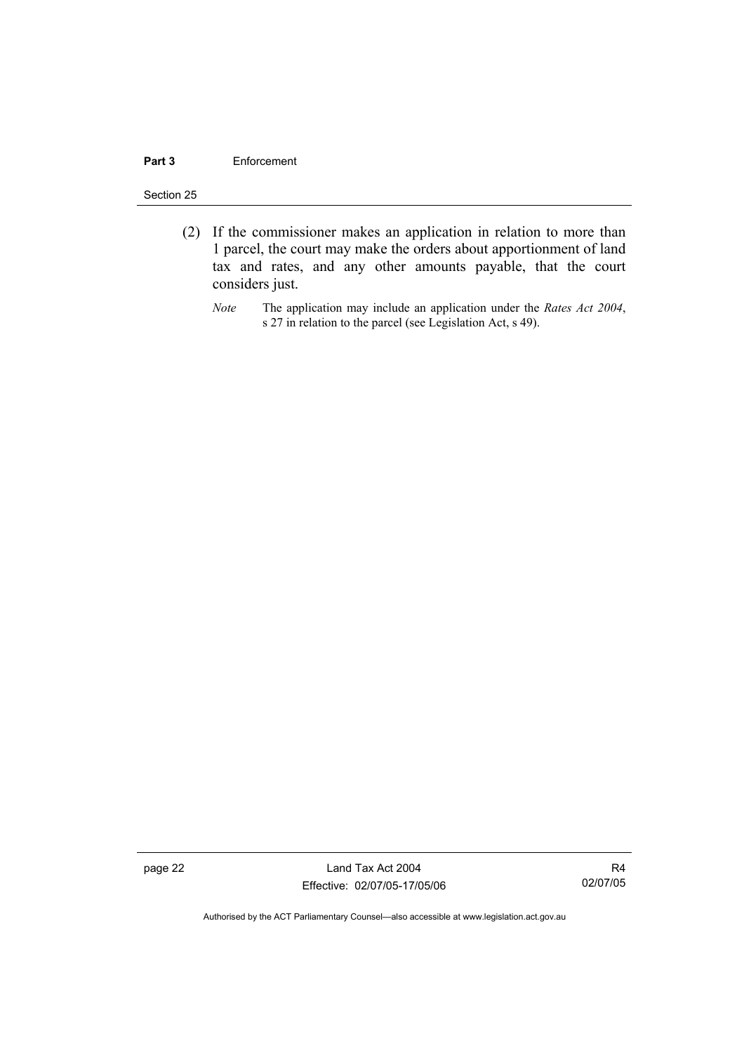(2) If the commissioner makes an application in relation to more than 1 parcel, the court may make the orders about apportionment of land tax and rates, and any other amounts payable, that the court considers just.

*Note* The application may include an application under the *Rates Act 2004*, s 27 in relation to the parcel (see Legislation Act, s 49).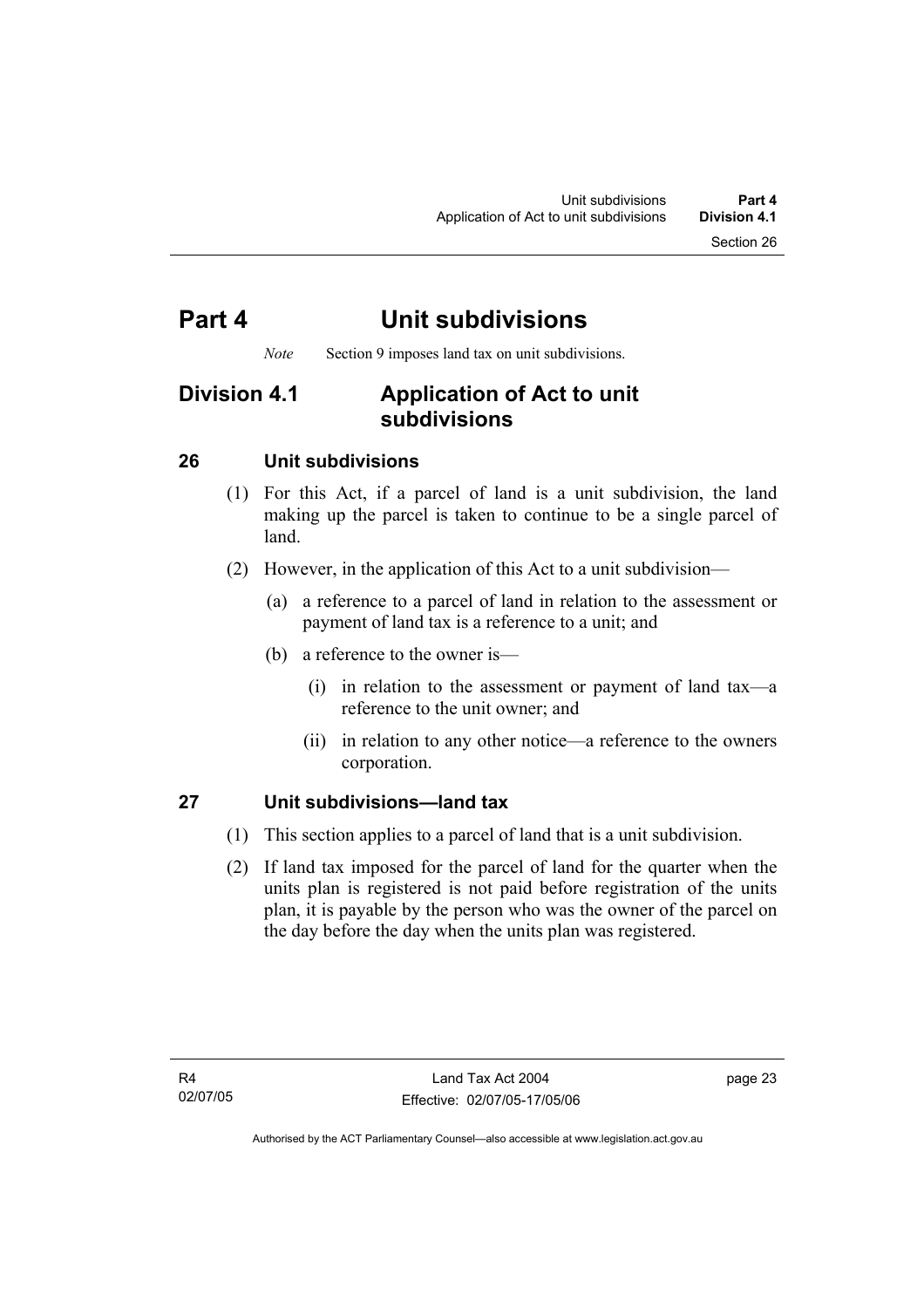# Part 4 Unit subdivisions

*Note* Section 9 imposes land tax on unit subdivisions.

## Division 4.1 Application of Act to unit subdivisions

### 26 Unit subdivisions

(1) For this Act, if a parcel of land is a unit subdivision, the land making up the parcel is taken to continue to be a single parcel of land.

(2) However, in the application of this Act to a unit subdivision—

(a) a reference to a parcel of land in relation to the assessment or payment of land tax is a reference to a unit; and

(b) a reference to the owner is—

(i) in relation to the assessment or payment of land tax—a reference to the unit owner; and

(ii) in relation to any other notice—a reference to the owners corporation.

### 27 Unit subdivisions—land tax

(1) This section applies to a parcel of land that is a unit subdivision.

(2) If land tax imposed for the parcel of land for the quarter when the units plan is registered is not paid before registration of the units plan, it is payable by the person who was the owner of the parcel on the day before the day when the units plan was registered.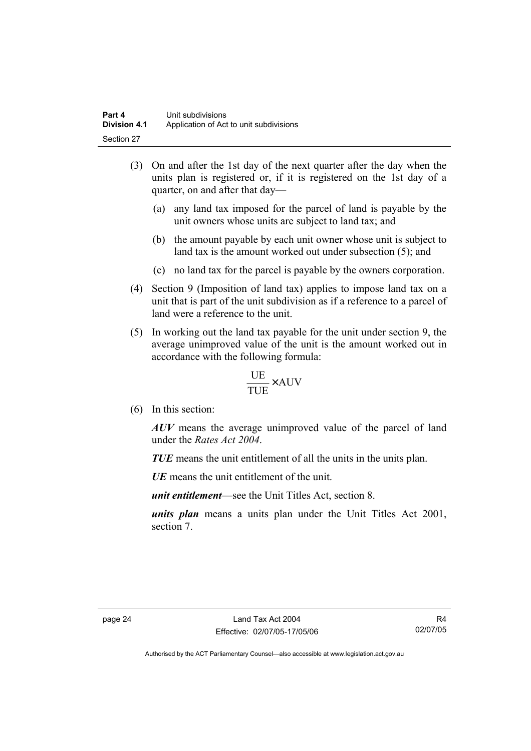(3) On and after the 1st day of the next quarter after the day when the units plan is registered or, if it is registered on the 1st day of a quarter, on and after that day—

(a) any land tax imposed for the parcel of land is payable by the unit owners whose units are subject to land tax; and

(b) the amount payable by each unit owner whose unit is subject to land tax is the amount worked out under subsection (5); and

(c) no land tax for the parcel is payable by the owners corporation.

(4) Section 9 (Imposition of land tax) applies to impose land tax on a unit that is part of the unit subdivision as if a reference to a parcel of land were a reference to the unit.

(5) In working out the land tax payable for the unit under section 9, the average unimproved value of the unit is the amount worked out in accordance with the following formula:

$$\frac{\text{UE}}{\text{TUE}} \times \text{AUV}$$

(6) In this section:

***AUV*** means the average unimproved value of the parcel of land under the *Rates Act 2004*.

***TUE*** means the unit entitlement of all the units in the units plan.

***UE*** means the unit entitlement of the unit.

***unit entitlement***—see the Unit Titles Act, section 8.

***units plan*** means a units plan under the Unit Titles Act 2001, section 7.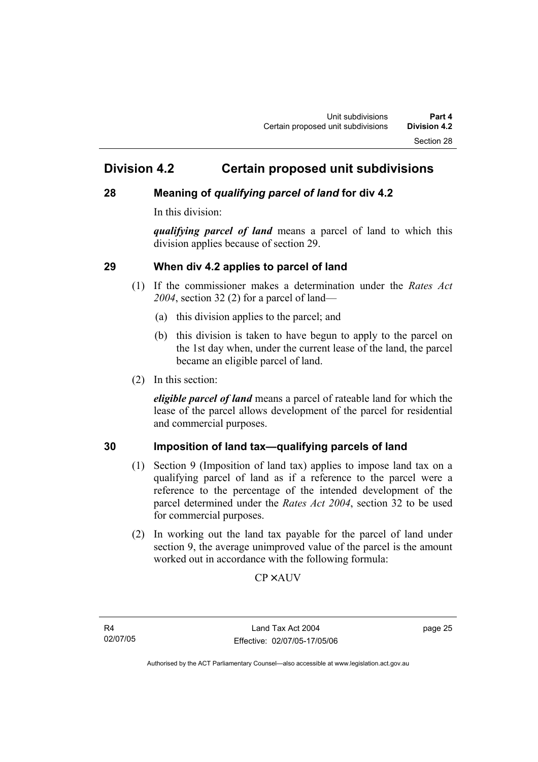## Division 4.2 Certain proposed unit subdivisions

### 28 Meaning of *qualifying parcel of land* for div 4.2

In this division:

***qualifying parcel of land*** means a parcel of land to which this division applies because of section 29.

### 29 When div 4.2 applies to parcel of land

(1) If the commissioner makes a determination under the *Rates Act 2004*, section 32 (2) for a parcel of land—

(a) this division applies to the parcel; and

(b) this division is taken to have begun to apply to the parcel on the 1st day when, under the current lease of the land, the parcel became an eligible parcel of land.

(2) In this section:

***eligible parcel of land*** means a parcel of rateable land for which the lease of the parcel allows development of the parcel for residential and commercial purposes.

### 30 Imposition of land tax—qualifying parcels of land

(1) Section 9 (Imposition of land tax) applies to impose land tax on a qualifying parcel of land as if a reference to the parcel were a reference to the percentage of the intended development of the parcel determined under the *Rates Act 2004*, section 32 to be used for commercial purposes.

(2) In working out the land tax payable for the parcel of land under section 9, the average unimproved value of the parcel is the amount worked out in accordance with the following formula:

$$CP \times AUV$$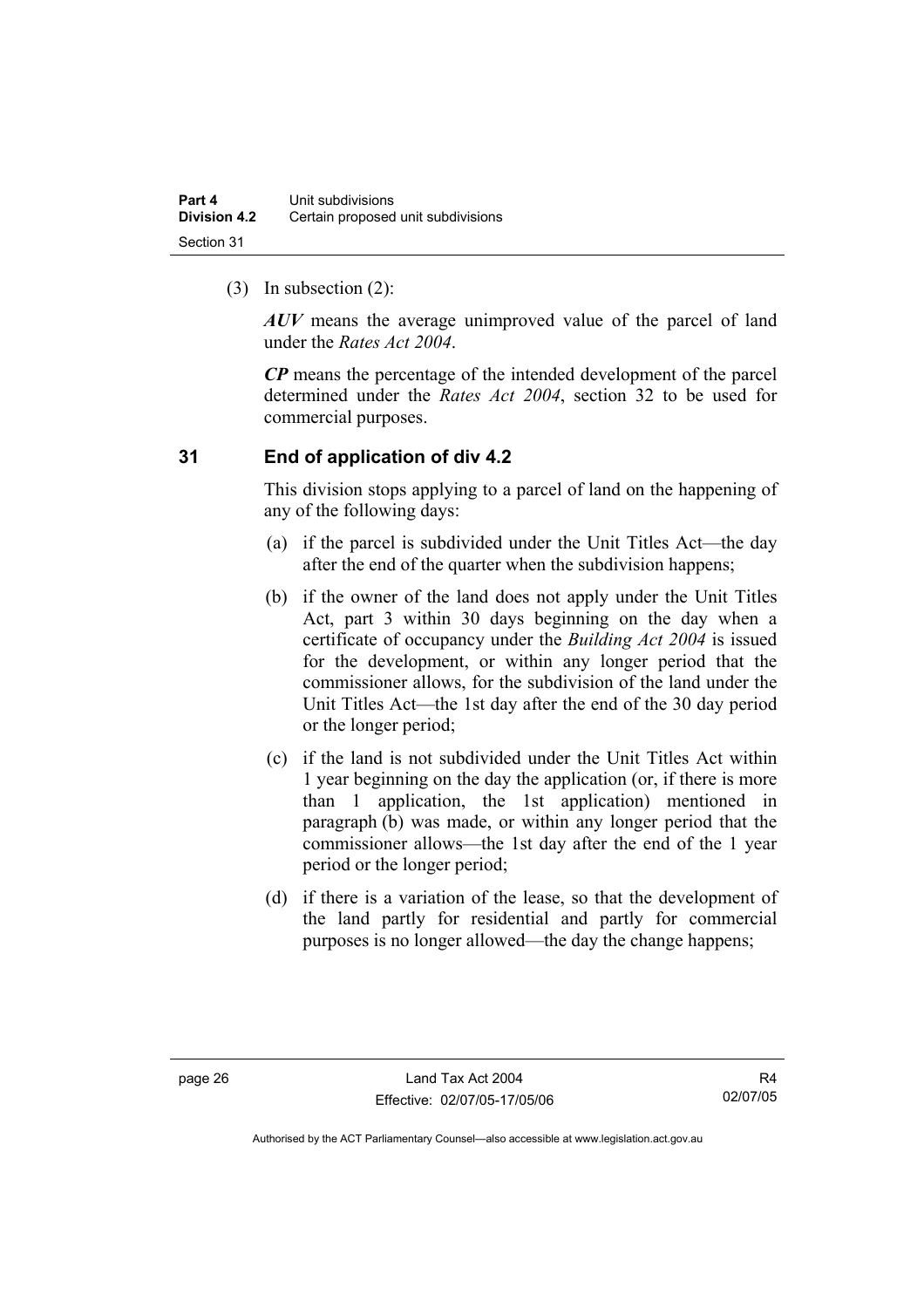(3) In subsection (2):

***AUV*** means the average unimproved value of the parcel of land under the *Rates Act 2004*.

***CP*** means the percentage of the intended development of the parcel determined under the *Rates Act 2004*, section 32 to be used for commercial purposes.

### 31 End of application of div 4.2

This division stops applying to a parcel of land on the happening of any of the following days:

(a) if the parcel is subdivided under the Unit Titles Act—the day after the end of the quarter when the subdivision happens;

(b) if the owner of the land does not apply under the Unit Titles Act, part 3 within 30 days beginning on the day when a certificate of occupancy under the *Building Act 2004* is issued for the development, or within any longer period that the commissioner allows, for the subdivision of the land under the Unit Titles Act—the 1st day after the end of the 30 day period or the longer period;

(c) if the land is not subdivided under the Unit Titles Act within 1 year beginning on the day the application (or, if there is more than 1 application, the 1st application) mentioned in paragraph (b) was made, or within any longer period that the commissioner allows—the 1st day after the end of the 1 year period or the longer period;

(d) if there is a variation of the lease, so that the development of the land partly for residential and partly for commercial purposes is no longer allowed—the day the change happens;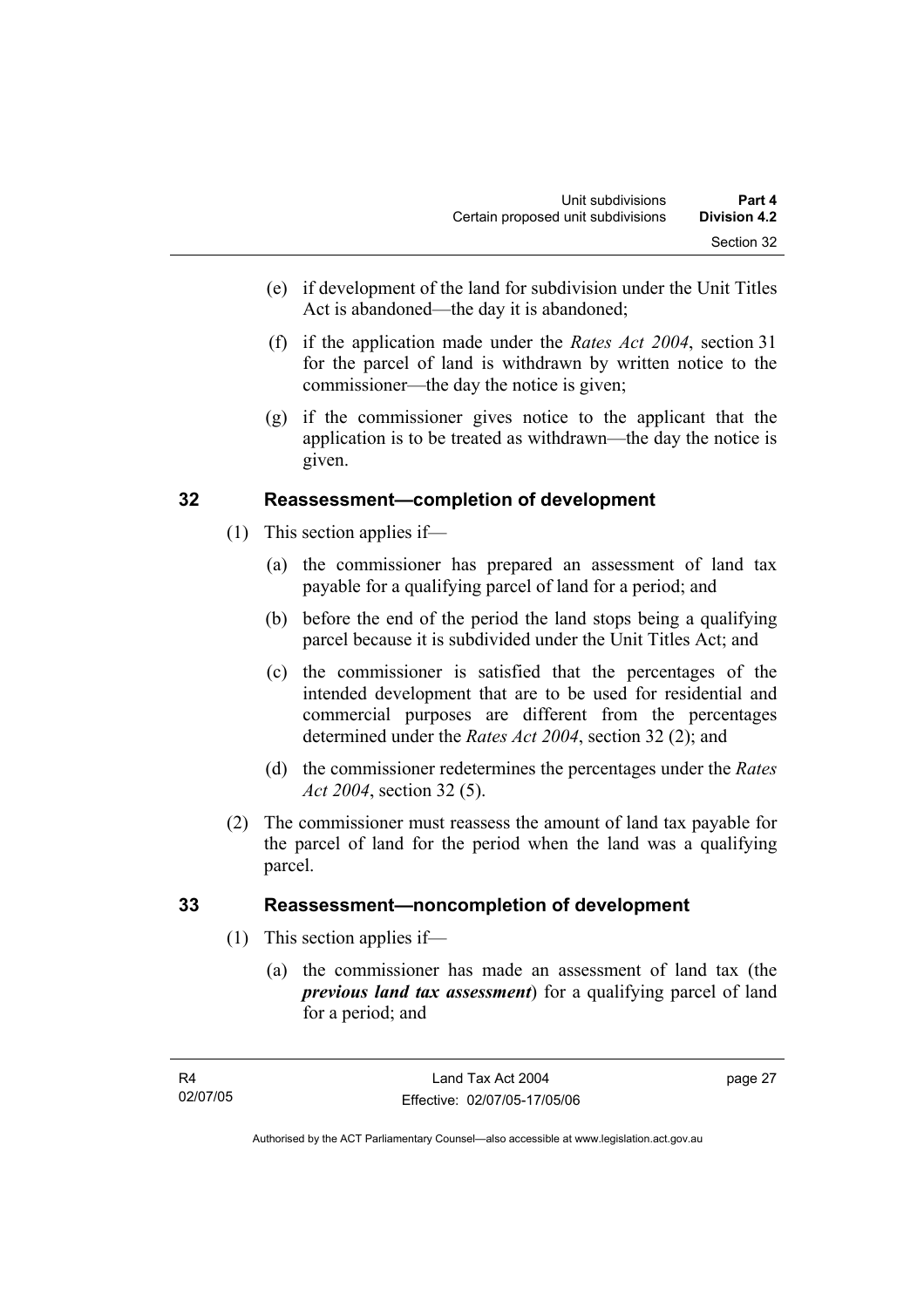(e) if development of the land for subdivision under the Unit Titles Act is abandoned—the day it is abandoned;

(f) if the application made under the *Rates Act 2004*, section 31 for the parcel of land is withdrawn by written notice to the commissioner—the day the notice is given;

(g) if the commissioner gives notice to the applicant that the application is to be treated as withdrawn—the day the notice is given.

## 32 Reassessment—completion of development

(1) This section applies if—

(a) the commissioner has prepared an assessment of land tax payable for a qualifying parcel of land for a period; and

(b) before the end of the period the land stops being a qualifying parcel because it is subdivided under the Unit Titles Act; and

(c) the commissioner is satisfied that the percentages of the intended development that are to be used for residential and commercial purposes are different from the percentages determined under the *Rates Act 2004*, section 32 (2); and

(d) the commissioner redetermines the percentages under the *Rates Act 2004*, section 32 (5).

(2) The commissioner must reassess the amount of land tax payable for the parcel of land for the period when the land was a qualifying parcel.

## 33 Reassessment—noncompletion of development

(1) This section applies if—

(a) the commissioner has made an assessment of land tax (the ***previous land tax assessment***) for a qualifying parcel of land for a period; and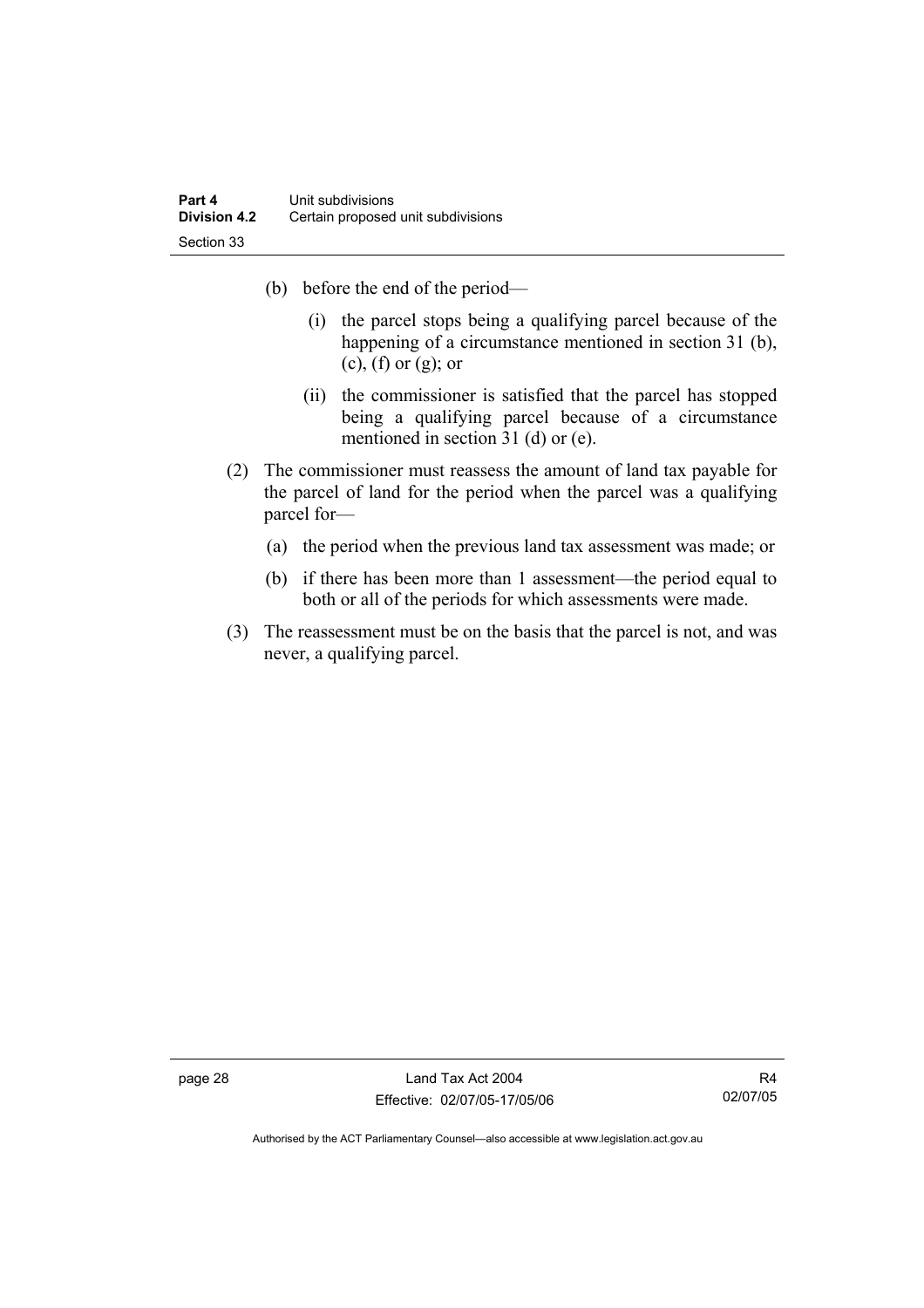(b) before the end of the period—

  (i) the parcel stops being a qualifying parcel because of the happening of a circumstance mentioned in section 31 (b), (c), (f) or (g); or

  (ii) the commissioner is satisfied that the parcel has stopped being a qualifying parcel because of a circumstance mentioned in section 31 (d) or (e).

(2) The commissioner must reassess the amount of land tax payable for the parcel of land for the period when the parcel was a qualifying parcel for—

  (a) the period when the previous land tax assessment was made; or

  (b) if there has been more than 1 assessment—the period equal to both or all of the periods for which assessments were made.

(3) The reassessment must be on the basis that the parcel is not, and was never, a qualifying parcel.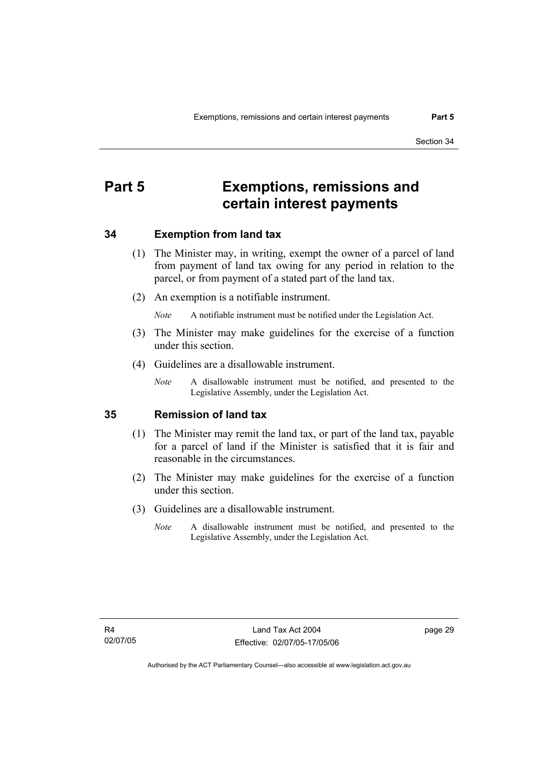# Part 5 Exemptions, remissions and certain interest payments

## 34 Exemption from land tax

(1) The Minister may, in writing, exempt the owner of a parcel of land from payment of land tax owing for any period in relation to the parcel, or from payment of a stated part of the land tax.

(2) An exemption is a notifiable instrument.

*Note* A notifiable instrument must be notified under the Legislation Act.

(3) The Minister may make guidelines for the exercise of a function under this section.

(4) Guidelines are a disallowable instrument.

*Note* A disallowable instrument must be notified, and presented to the Legislative Assembly, under the Legislation Act.

## 35 Remission of land tax

(1) The Minister may remit the land tax, or part of the land tax, payable for a parcel of land if the Minister is satisfied that it is fair and reasonable in the circumstances.

(2) The Minister may make guidelines for the exercise of a function under this section.

(3) Guidelines are a disallowable instrument.

*Note* A disallowable instrument must be notified, and presented to the Legislative Assembly, under the Legislation Act.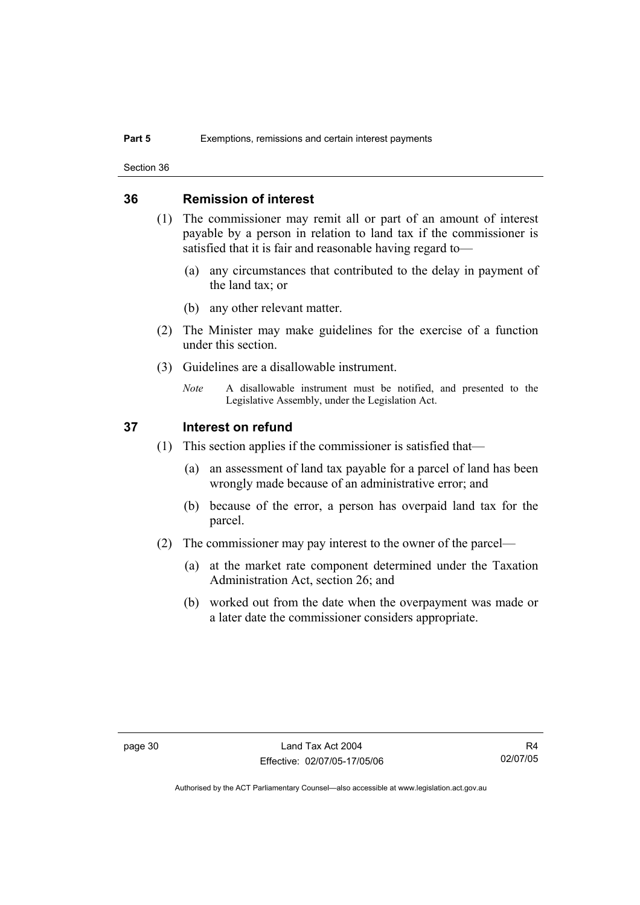## 36 Remission of interest

(1) The commissioner may remit all or part of an amount of interest payable by a person in relation to land tax if the commissioner is satisfied that it is fair and reasonable having regard to—

(a) any circumstances that contributed to the delay in payment of the land tax; or

(b) any other relevant matter.

(2) The Minister may make guidelines for the exercise of a function under this section.

(3) Guidelines are a disallowable instrument.

*Note* A disallowable instrument must be notified, and presented to the Legislative Assembly, under the Legislation Act.

## 37 Interest on refund

(1) This section applies if the commissioner is satisfied that—

(a) an assessment of land tax payable for a parcel of land has been wrongly made because of an administrative error; and

(b) because of the error, a person has overpaid land tax for the parcel.

(2) The commissioner may pay interest to the owner of the parcel—

(a) at the market rate component determined under the Taxation Administration Act, section 26; and

(b) worked out from the date when the overpayment was made or a later date the commissioner considers appropriate.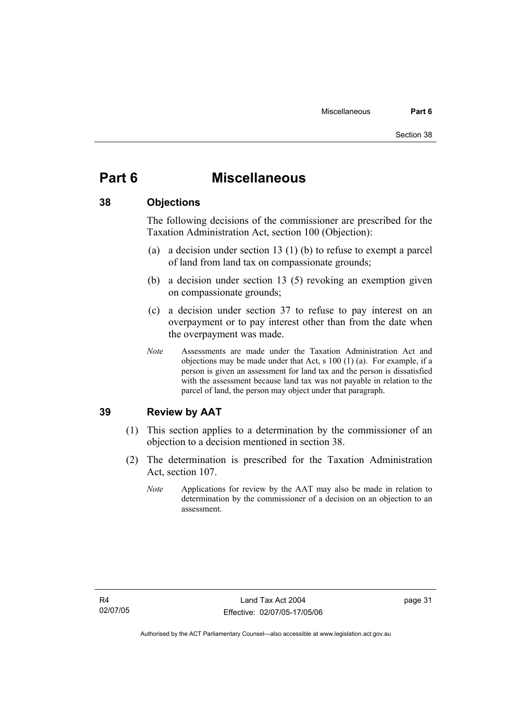# Part 6 Miscellaneous

## 38 Objections

The following decisions of the commissioner are prescribed for the Taxation Administration Act, section 100 (Objection):

(a) a decision under section 13 (1) (b) to refuse to exempt a parcel of land from land tax on compassionate grounds;

(b) a decision under section 13 (5) revoking an exemption given on compassionate grounds;

(c) a decision under section 37 to refuse to pay interest on an overpayment or to pay interest other than from the date when the overpayment was made.

*Note* Assessments are made under the Taxation Administration Act and objections may be made under that Act, s 100 (1) (a). For example, if a person is given an assessment for land tax and the person is dissatisfied with the assessment because land tax was not payable in relation to the parcel of land, the person may object under that paragraph.

## 39 Review by AAT

(1) This section applies to a determination by the commissioner of an objection to a decision mentioned in section 38.

(2) The determination is prescribed for the Taxation Administration Act, section 107.

*Note* Applications for review by the AAT may also be made in relation to determination by the commissioner of a decision on an objection to an assessment.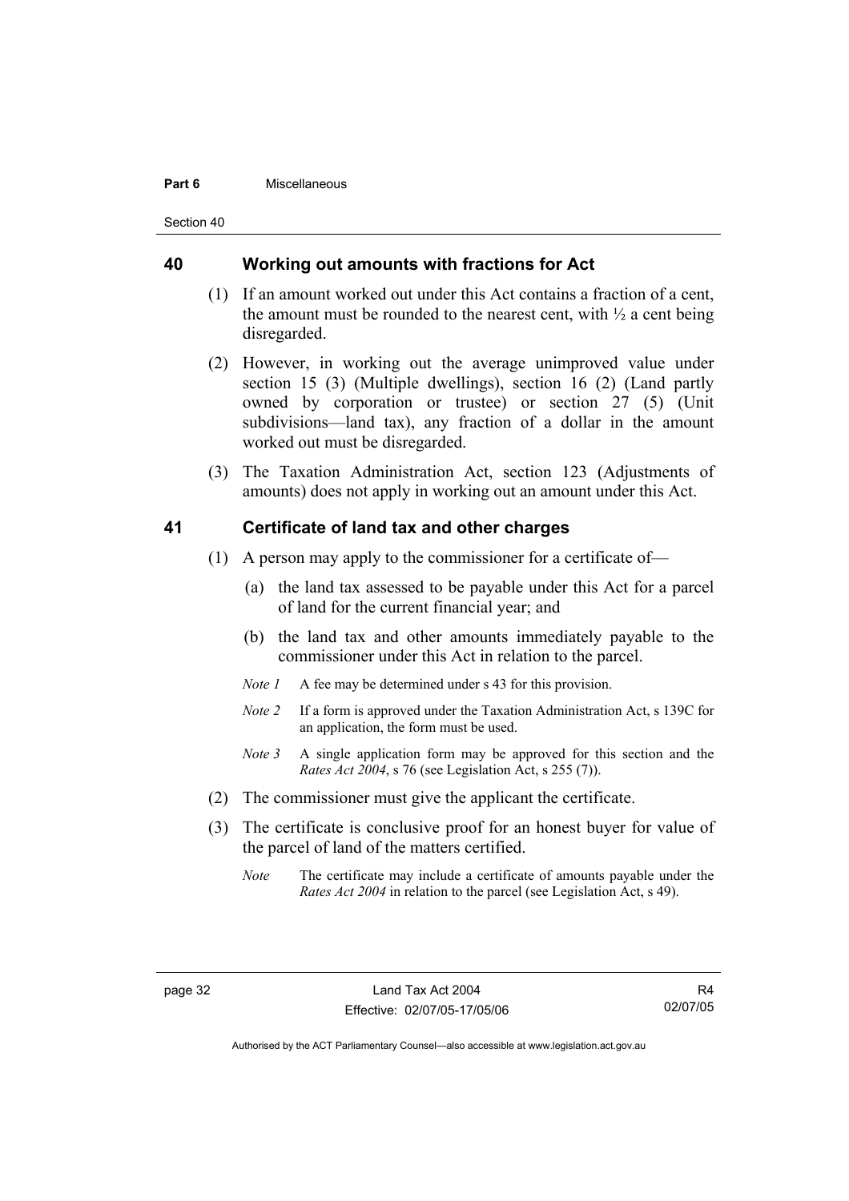## 40 Working out amounts with fractions for Act

(1) If an amount worked out under this Act contains a fraction of a cent, the amount must be rounded to the nearest cent, with ½ a cent being disregarded.

(2) However, in working out the average unimproved value under section 15 (3) (Multiple dwellings), section 16 (2) (Land partly owned by corporation or trustee) or section 27 (5) (Unit subdivisions—land tax), any fraction of a dollar in the amount worked out must be disregarded.

(3) The Taxation Administration Act, section 123 (Adjustments of amounts) does not apply in working out an amount under this Act.

## 41 Certificate of land tax and other charges

(1) A person may apply to the commissioner for a certificate of—

(a) the land tax assessed to be payable under this Act for a parcel of land for the current financial year; and

(b) the land tax and other amounts immediately payable to the commissioner under this Act in relation to the parcel.

*Note 1* A fee may be determined under s 43 for this provision.

*Note 2* If a form is approved under the Taxation Administration Act, s 139C for an application, the form must be used.

*Note 3* A single application form may be approved for this section and the *Rates Act 2004*, s 76 (see Legislation Act, s 255 (7)).

(2) The commissioner must give the applicant the certificate.

(3) The certificate is conclusive proof for an honest buyer for value of the parcel of land of the matters certified.

*Note* The certificate may include a certificate of amounts payable under the *Rates Act 2004* in relation to the parcel (see Legislation Act, s 49).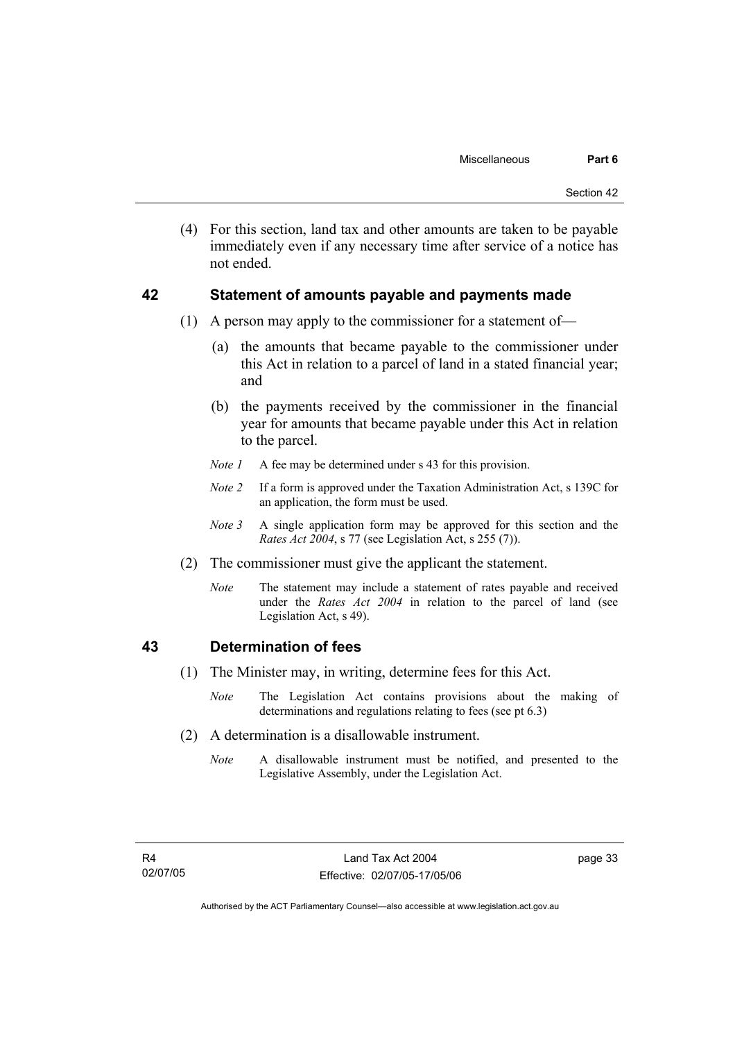(4) For this section, land tax and other amounts are taken to be payable immediately even if any necessary time after service of a notice has not ended.

## 42 Statement of amounts payable and payments made

(1) A person may apply to the commissioner for a statement of—

(a) the amounts that became payable to the commissioner under this Act in relation to a parcel of land in a stated financial year; and

(b) the payments received by the commissioner in the financial year for amounts that became payable under this Act in relation to the parcel.

*Note 1* A fee may be determined under s 43 for this provision.

*Note 2* If a form is approved under the Taxation Administration Act, s 139C for an application, the form must be used.

*Note 3* A single application form may be approved for this section and the *Rates Act 2004*, s 77 (see Legislation Act, s 255 (7)).

(2) The commissioner must give the applicant the statement.

*Note* The statement may include a statement of rates payable and received under the *Rates Act 2004* in relation to the parcel of land (see Legislation Act, s 49).

## 43 Determination of fees

(1) The Minister may, in writing, determine fees for this Act.

*Note* The Legislation Act contains provisions about the making of determinations and regulations relating to fees (see pt 6.3)

(2) A determination is a disallowable instrument.

*Note* A disallowable instrument must be notified, and presented to the Legislative Assembly, under the Legislation Act.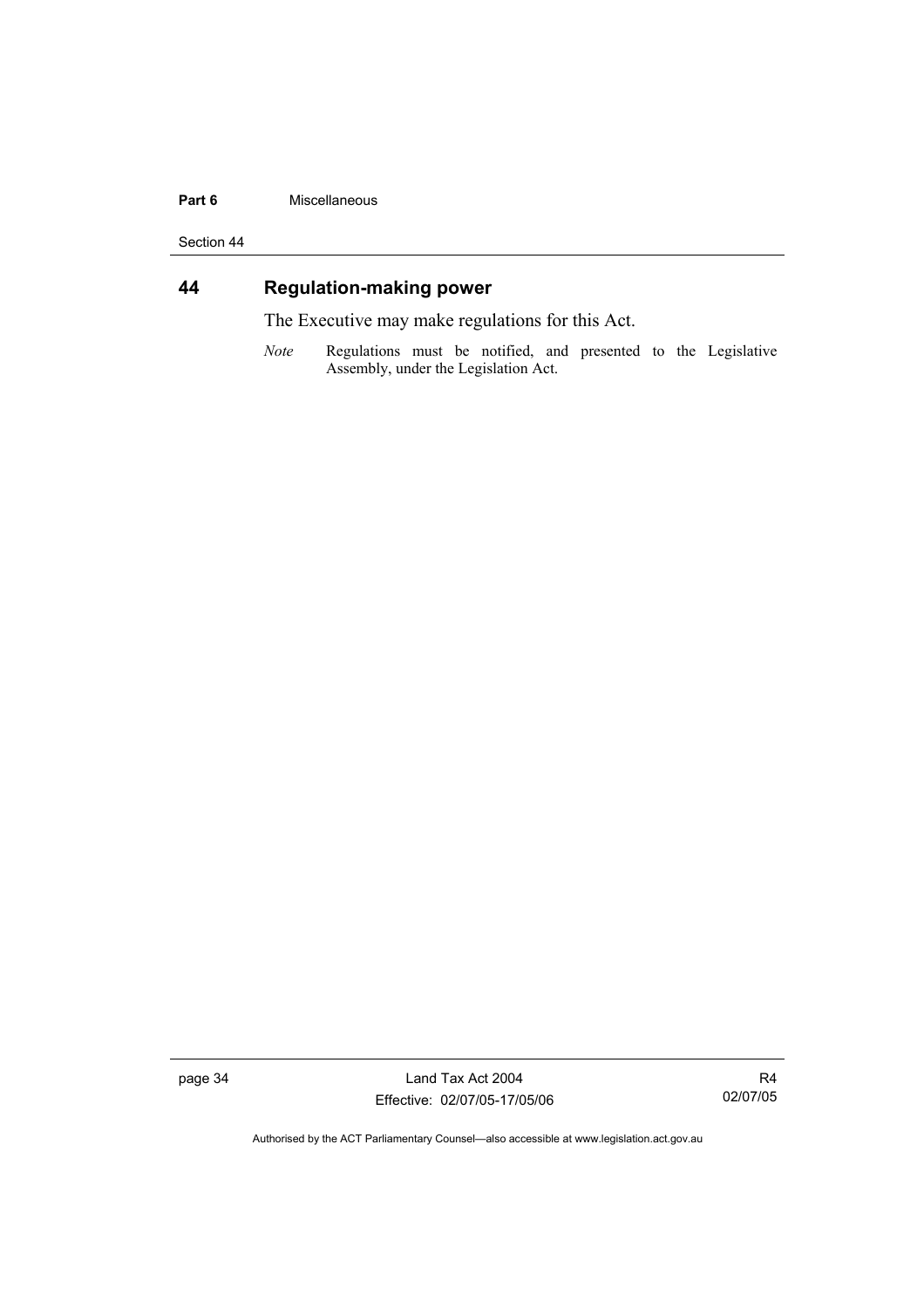## 44 Regulation-making power

The Executive may make regulations for this Act.

*Note* Regulations must be notified, and presented to the Legislative Assembly, under the Legislation Act.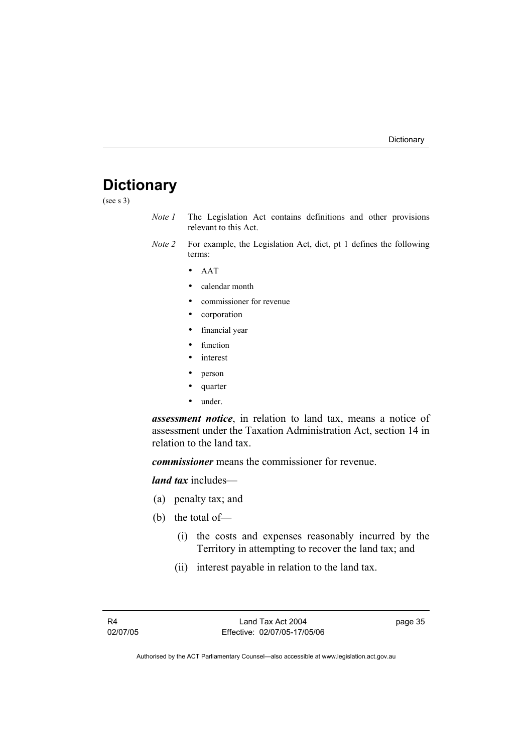# Dictionary

(see s 3)

*Note 1* The Legislation Act contains definitions and other provisions relevant to this Act.

*Note 2* For example, the Legislation Act, dict, pt 1 defines the following terms:

- AAT
- calendar month
- commissioner for revenue
- corporation
- financial year
- function
- interest
- person
- quarter
- under.

***assessment notice***, in relation to land tax, means a notice of assessment under the Taxation Administration Act, section 14 in relation to the land tax.

***commissioner*** means the commissioner for revenue.

***land tax*** includes—

(a) penalty tax; and

(b) the total of—

(i) the costs and expenses reasonably incurred by the Territory in attempting to recover the land tax; and

(ii) interest payable in relation to the land tax.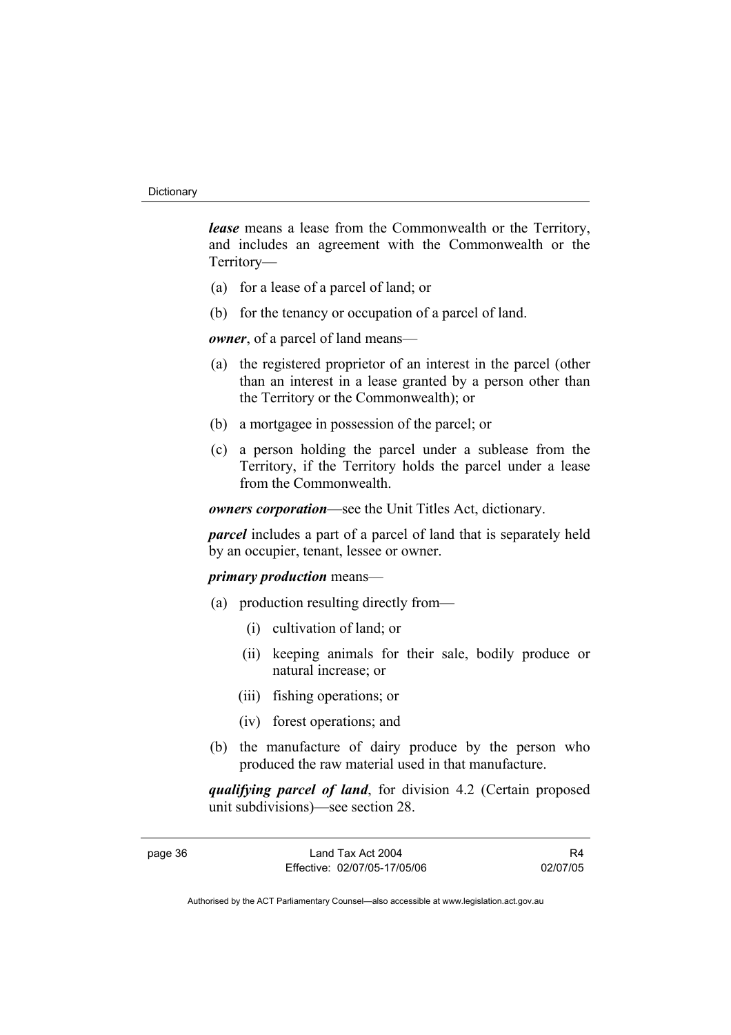***lease*** means a lease from the Commonwealth or the Territory, and includes an agreement with the Commonwealth or the Territory—

(a) for a lease of a parcel of land; or

(b) for the tenancy or occupation of a parcel of land.

***owner***, of a parcel of land means—

(a) the registered proprietor of an interest in the parcel (other than an interest in a lease granted by a person other than the Territory or the Commonwealth); or

(b) a mortgagee in possession of the parcel; or

(c) a person holding the parcel under a sublease from the Territory, if the Territory holds the parcel under a lease from the Commonwealth.

***owners corporation***—see the Unit Titles Act, dictionary.

***parcel*** includes a part of a parcel of land that is separately held by an occupier, tenant, lessee or owner.

***primary production*** means—

(a) production resulting directly from—

 (i) cultivation of land; or

 (ii) keeping animals for their sale, bodily produce or natural increase; or

 (iii) fishing operations; or

 (iv) forest operations; and

(b) the manufacture of dairy produce by the person who produced the raw material used in that manufacture.

***qualifying parcel of land***, for division 4.2 (Certain proposed unit subdivisions)—see section 28.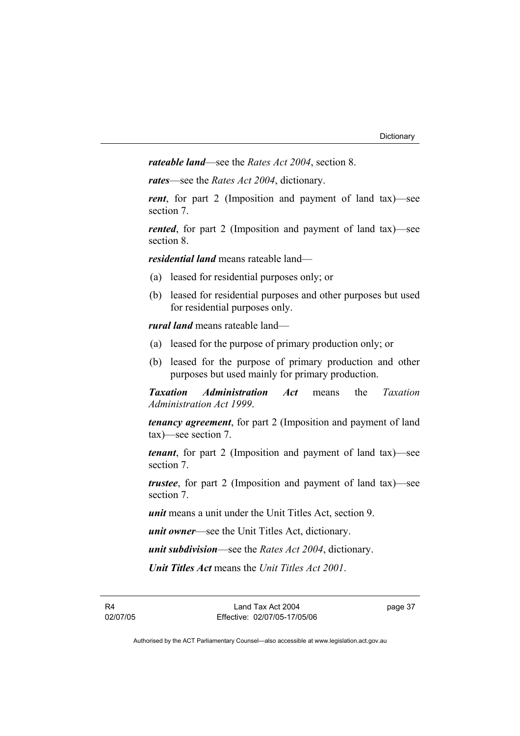***rateable land***—see the *Rates Act 2004*, section 8.

***rates***—see the *Rates Act 2004*, dictionary.

***rent***, for part 2 (Imposition and payment of land tax)—see section 7.

***rented***, for part 2 (Imposition and payment of land tax)—see section 8.

***residential land*** means rateable land—

(a) leased for residential purposes only; or

(b) leased for residential purposes and other purposes but used for residential purposes only.

***rural land*** means rateable land—

(a) leased for the purpose of primary production only; or

(b) leased for the purpose of primary production and other purposes but used mainly for primary production.

***Taxation Administration Act*** means the *Taxation Administration Act 1999*.

***tenancy agreement***, for part 2 (Imposition and payment of land tax)—see section 7.

***tenant***, for part 2 (Imposition and payment of land tax)—see section 7.

***trustee***, for part 2 (Imposition and payment of land tax)—see section 7.

***unit*** means a unit under the Unit Titles Act, section 9.

***unit owner***—see the Unit Titles Act, dictionary.

***unit subdivision***—see the *Rates Act 2004*, dictionary.

***Unit Titles Act*** means the *Unit Titles Act 2001*.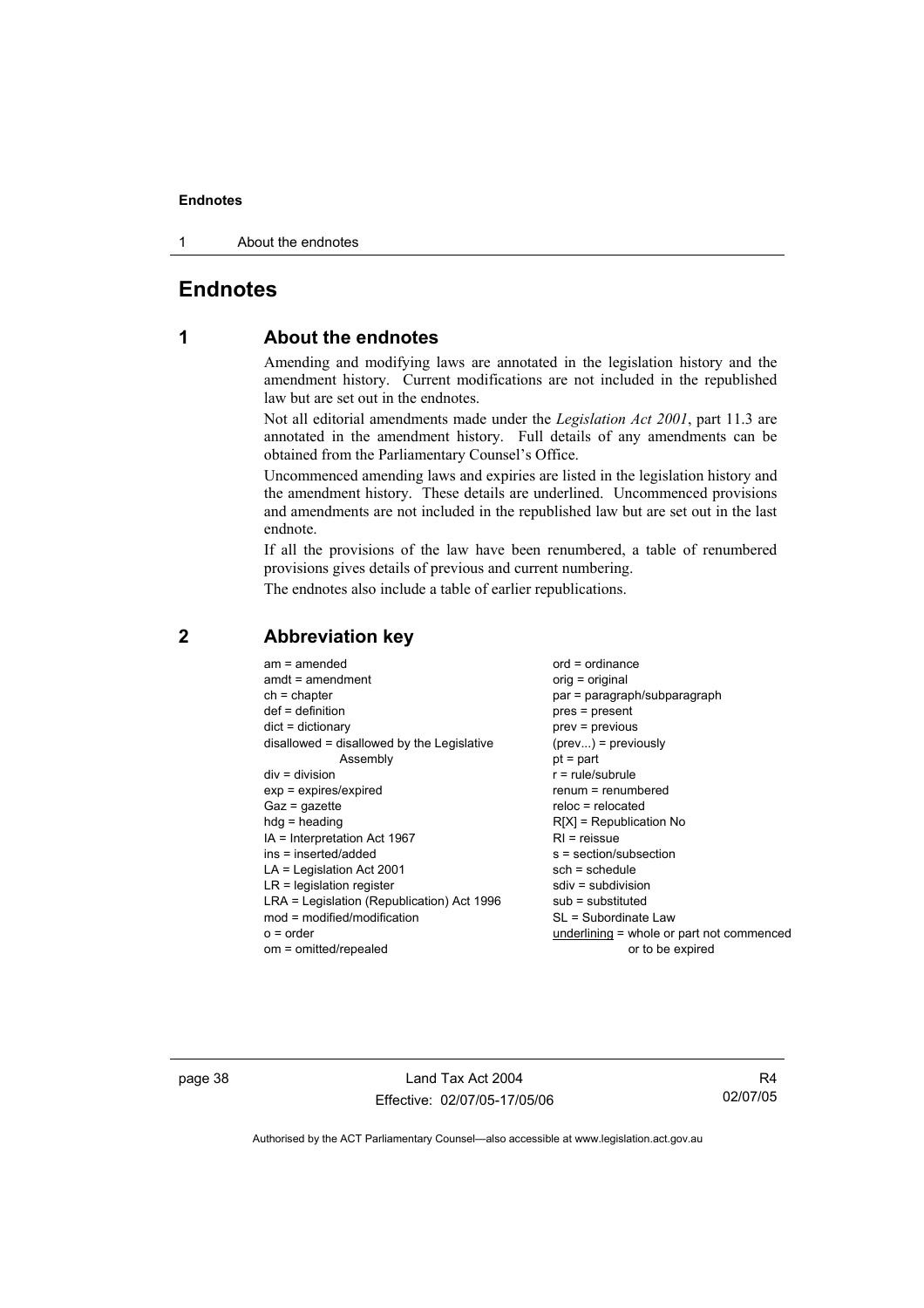# Endnotes

## 1 About the endnotes

Amending and modifying laws are annotated in the legislation history and the amendment history. Current modifications are not included in the republished law but are set out in the endnotes.

Not all editorial amendments made under the *Legislation Act 2001*, part 11.3 are annotated in the amendment history. Full details of any amendments can be obtained from the Parliamentary Counsel's Office.

Uncommenced amending laws and expiries are listed in the legislation history and the amendment history. These details are underlined. Uncommenced provisions and amendments are not included in the republished law but are set out in the last endnote.

If all the provisions of the law have been renumbered, a table of renumbered provisions gives details of previous and current numbering.

The endnotes also include a table of earlier republications.

## 2 Abbreviation key

am = amended
amdt = amendment
ch = chapter
def = definition
dict = dictionary
disallowed = disallowed by the Legislative Assembly
div = division
exp = expires/expired
Gaz = gazette
hdg = heading
IA = Interpretation Act 1967
ins = inserted/added
LA = Legislation Act 2001
LR = legislation register
LRA = Legislation (Republication) Act 1996
mod = modified/modification
o = order
om = omitted/repealed
ord = ordinance
orig = original
par = paragraph/subparagraph
pres = present
prev = previous
(prev...) = previously
pt = part
r = rule/subrule
renum = renumbered
reloc = relocated
R[X] = Republication No
RI = reissue
s = section/subsection
sch = schedule
sdiv = subdivision
sub = substituted
SL = Subordinate Law
underlining = whole or part not commenced or to be expired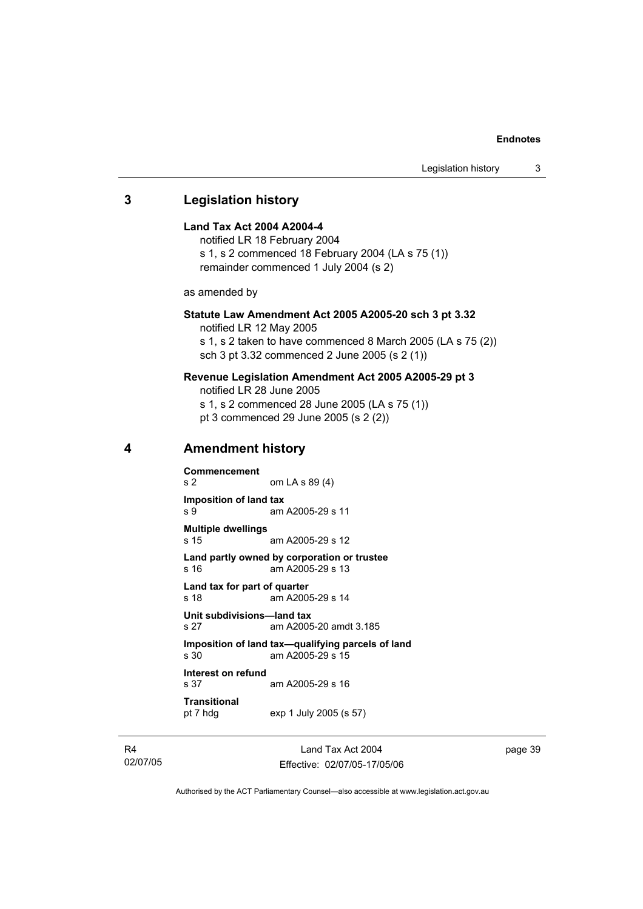## 3 Legislation history

**Land Tax Act 2004 A2004-4**
notified LR 18 February 2004
s 1, s 2 commenced 18 February 2004 (LA s 75 (1))
remainder commenced 1 July 2004 (s 2)

as amended by

**Statute Law Amendment Act 2005 A2005-20 sch 3 pt 3.32**
notified LR 12 May 2005
s 1, s 2 taken to have commenced 8 March 2005 (LA s 75 (2))
sch 3 pt 3.32 commenced 2 June 2005 (s 2 (1))

**Revenue Legislation Amendment Act 2005 A2005-29 pt 3**
notified LR 28 June 2005
s 1, s 2 commenced 28 June 2005 (LA s 75 (1))
pt 3 commenced 29 June 2005 (s 2 (2))

## 4 Amendment history

**Commencement**
s 2 om LA s 89 (4)

**Imposition of land tax**
s 9 am A2005-29 s 11

**Multiple dwellings**
s 15 am A2005-29 s 12

**Land partly owned by corporation or trustee**
s 16 am A2005-29 s 13

**Land tax for part of quarter**
s 18 am A2005-29 s 14

**Unit subdivisions—land tax**
s 27 am A2005-20 amdt 3.185

**Imposition of land tax—qualifying parcels of land**
s 30 am A2005-29 s 15

**Interest on refund**
s 37 am A2005-29 s 16

**Transitional**
pt 7 hdg exp 1 July 2005 (s 57)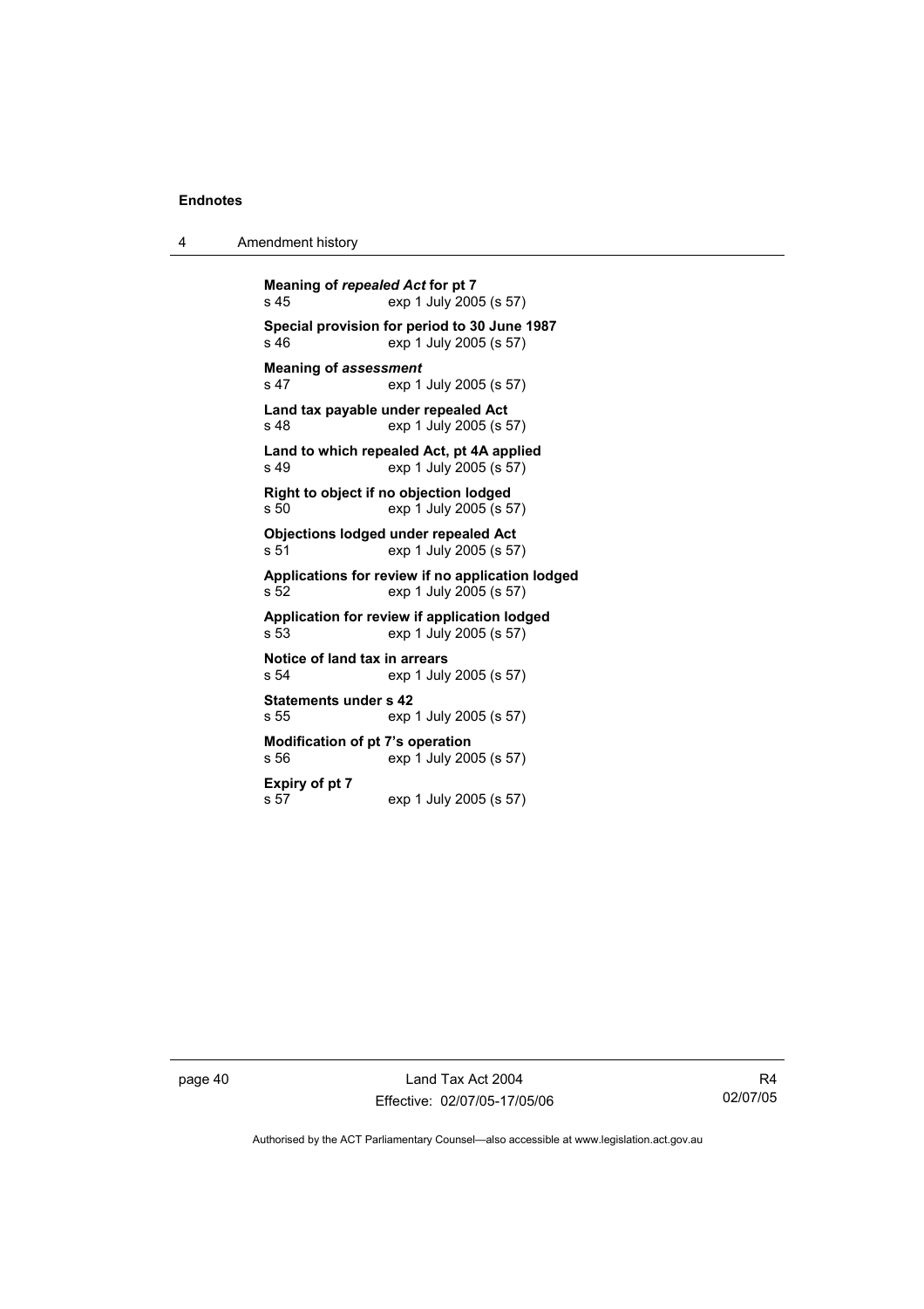**Meaning of *repealed Act* for pt 7**
s 45 exp 1 July 2005 (s 57)

**Special provision for period to 30 June 1987**
s 46 exp 1 July 2005 (s 57)

**Meaning of *assessment***
s 47 exp 1 July 2005 (s 57)

**Land tax payable under repealed Act**
s 48 exp 1 July 2005 (s 57)

**Land to which repealed Act, pt 4A applied**
s 49 exp 1 July 2005 (s 57)

**Right to object if no objection lodged**
s 50 exp 1 July 2005 (s 57)

**Objections lodged under repealed Act**
s 51 exp 1 July 2005 (s 57)

**Applications for review if no application lodged**
s 52 exp 1 July 2005 (s 57)

**Application for review if application lodged**
s 53 exp 1 July 2005 (s 57)

**Notice of land tax in arrears**
s 54 exp 1 July 2005 (s 57)

**Statements under s 42**
s 55 exp 1 July 2005 (s 57)

**Modification of pt 7's operation**
s 56 exp 1 July 2005 (s 57)

**Expiry of pt 7**
s 57 exp 1 July 2005 (s 57)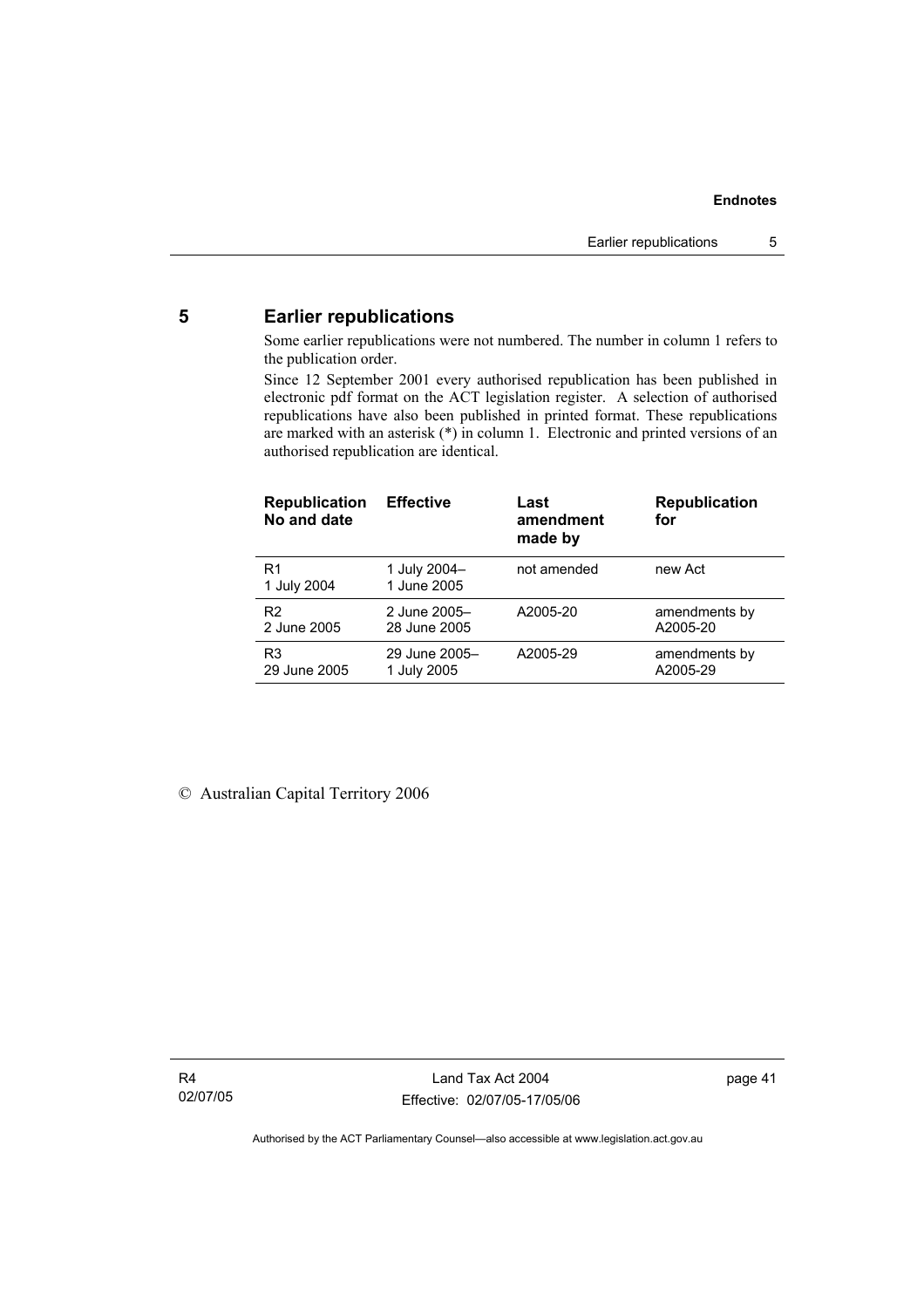## 5 Earlier republications

Some earlier republications were not numbered. The number in column 1 refers to the publication order.

Since 12 September 2001 every authorised republication has been published in electronic pdf format on the ACT legislation register. A selection of authorised republications have also been published in printed format. These republications are marked with an asterisk (*) in column 1. Electronic and printed versions of an authorised republication are identical.

| Republication No and date | Effective | Last amendment made by | Republication for |
|---|---|---|---|
| R1<br>1 July 2004 | 1 July 2004–<br>1 June 2005 | not amended | new Act |
| R2<br>2 June 2005 | 2 June 2005–<br>28 June 2005 | A2005-20 | amendments by A2005-20 |
| R3<br>29 June 2005 | 29 June 2005–<br>1 July 2005 | A2005-29 | amendments by A2005-29 |

© Australian Capital Territory 2006